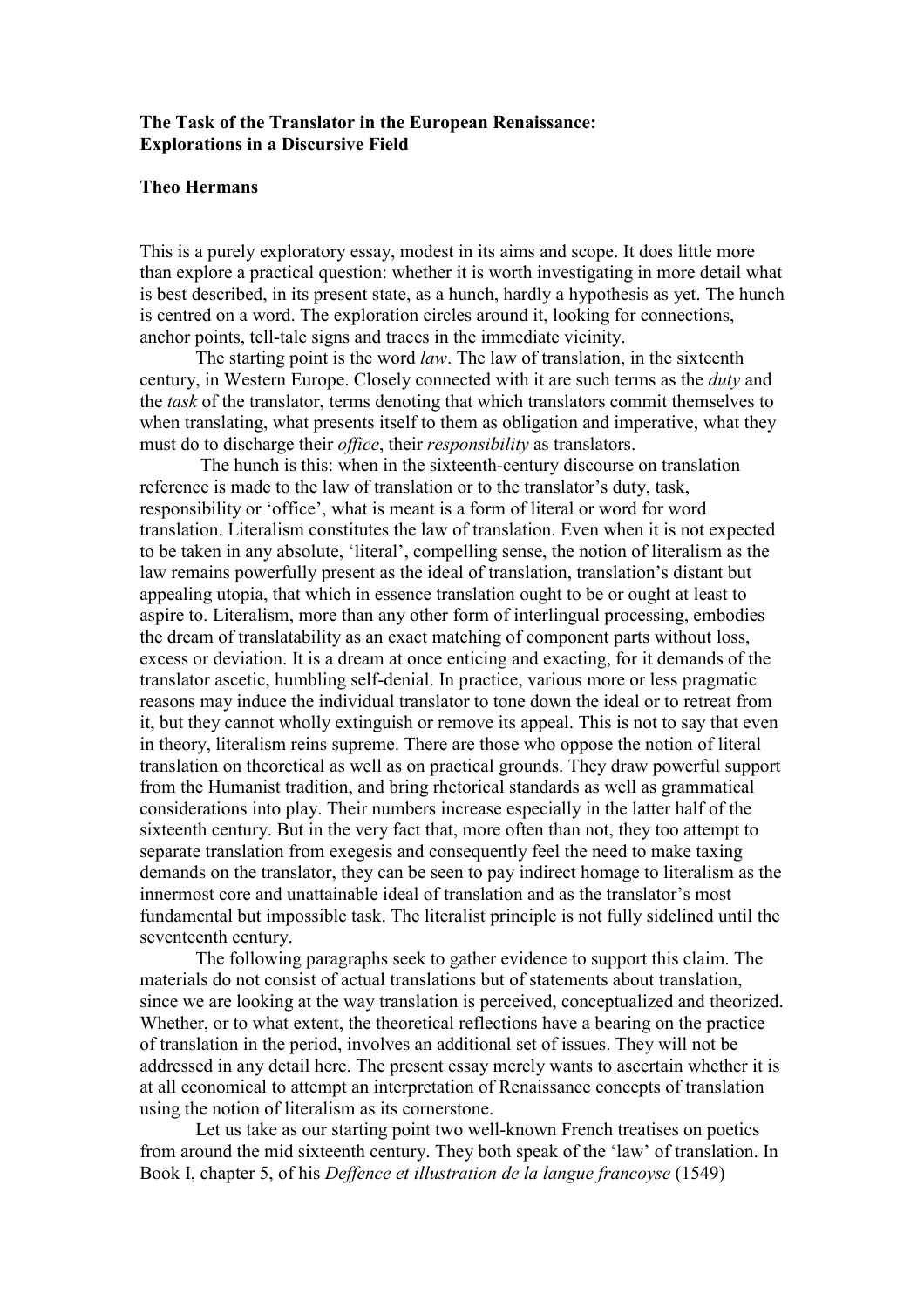# The Task of the Translator in the European Renaissance: Explorations in a Discursive Field

**Theo Hermans**

This is a purely exploratory essay, modest in its aims and scope. It does little more than explore a practical question: whether it is worth investigating in more detail what is best described, in its present state, as a hunch, hardly a hypothesis as yet. The hunch is centred on a word. The exploration circles around it, looking for connections, anchor points, tell-tale signs and traces in the immediate vicinity.

The starting point is the word *law*. The law of translation, in the sixteenth century, in Western Europe. Closely connected with it are such terms as the *duty* and the *task* of the translator, terms denoting that which translators commit themselves to when translating, what presents itself to them as obligation and imperative, what they must do to discharge their *office*, their *responsibility* as translators.

The hunch is this: when in the sixteenth-century discourse on translation reference is made to the law of translation or to the translator's duty, task, responsibility or 'office', what is meant is a form of literal or word for word translation. Literalism constitutes the law of translation. Even when it is not expected to be taken in any absolute, 'literal', compelling sense, the notion of literalism as the law remains powerfully present as the ideal of translation, translation's distant but appealing utopia, that which in essence translation ought to be or ought at least to aspire to. Literalism, more than any other form of interlingual processing, embodies the dream of translatability as an exact matching of component parts without loss, excess or deviation. It is a dream at once enticing and exacting, for it demands of the translator ascetic, humbling self-denial. In practice, various more or less pragmatic reasons may induce the individual translator to tone down the ideal or to retreat from it, but they cannot wholly extinguish or remove its appeal. This is not to say that even in theory, literalism reins supreme. There are those who oppose the notion of literal translation on theoretical as well as on practical grounds. They draw powerful support from the Humanist tradition, and bring rhetorical standards as well as grammatical considerations into play. Their numbers increase especially in the latter half of the sixteenth century. But in the very fact that, more often than not, they too attempt to separate translation from exegesis and consequently feel the need to make taxing demands on the translator, they can be seen to pay indirect homage to literalism as the innermost core and unattainable ideal of translation and as the translator's most fundamental but impossible task. The literalist principle is not fully sidelined until the seventeenth century.

The following paragraphs seek to gather evidence to support this claim. The materials do not consist of actual translations but of statements about translation, since we are looking at the way translation is perceived, conceptualized and theorized. Whether, or to what extent, the theoretical reflections have a bearing on the practice of translation in the period, involves an additional set of issues. They will not be addressed in any detail here. The present essay merely wants to ascertain whether it is at all economical to attempt an interpretation of Renaissance concepts of translation using the notion of literalism as its cornerstone.

Let us take as our starting point two well-known French treatises on poetics from around the mid sixteenth century. They both speak of the 'law' of translation. In Book I, chapter 5, of his *Deffence et illustration de la langue francoyse* (1549)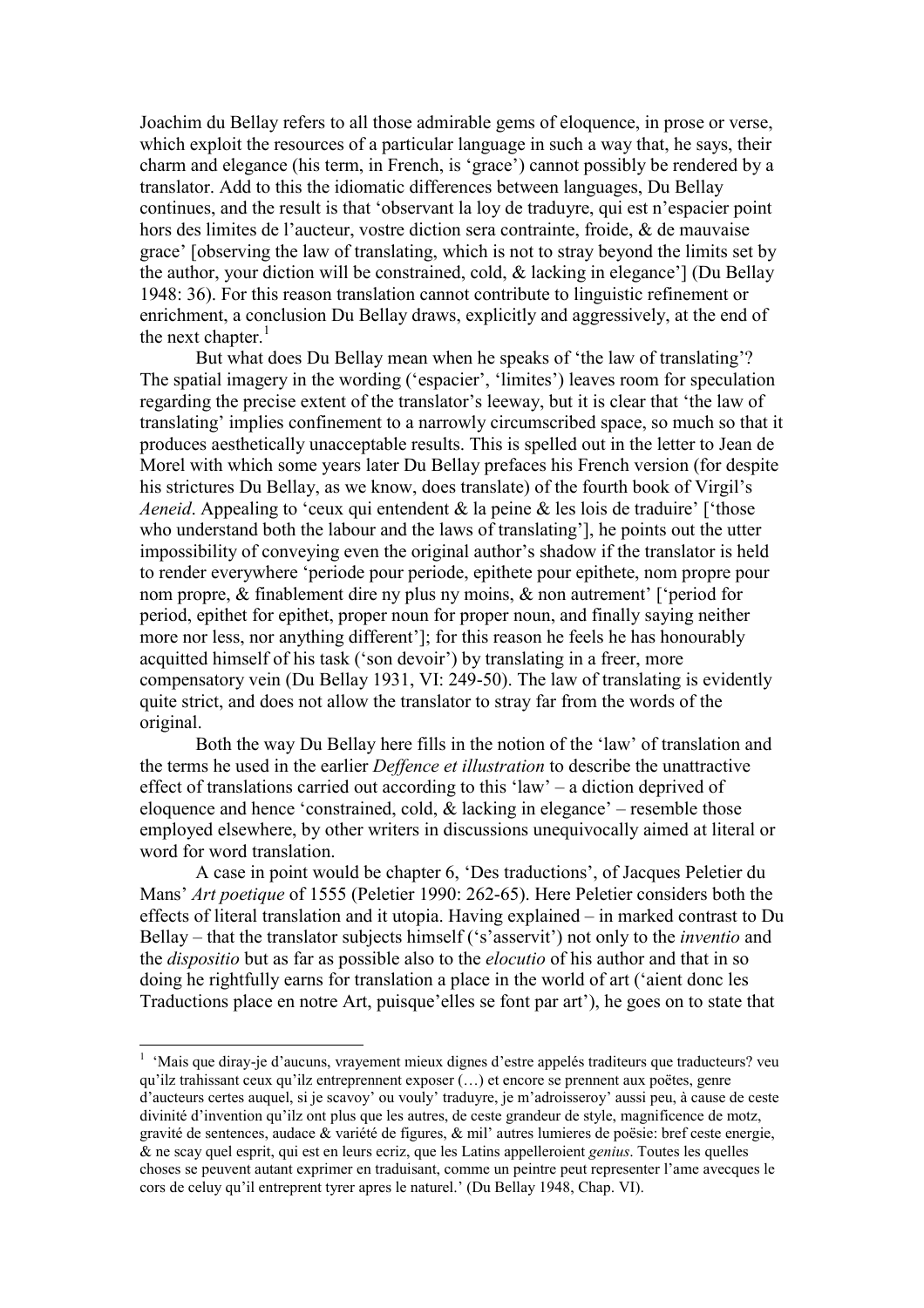Joachim du Bellay refers to all those admirable gems of eloquence, in prose or verse, which exploit the resources of a particular language in such a way that, he says, their charm and elegance (his term, in French, is 'grace') cannot possibly be rendered by a translator. Add to this the idiomatic differences between languages, Du Bellay continues, and the result is that 'observant la loy de traduyre, qui est n'espacier point hors des limites de l'aucteur, vostre diction sera contrainte, froide, & de mauvaise grace' [observing the law of translating, which is not to stray beyond the limits set by the author, your diction will be constrained, cold, & lacking in elegance'] (Du Bellay 1948: 36). For this reason translation cannot contribute to linguistic refinement or enrichment, a conclusion Du Bellay draws, explicitly and aggressively, at the end of the next chapter.[1]

But what does Du Bellay mean when he speaks of 'the law of translating'? The spatial imagery in the wording ('espacier', 'limites') leaves room for speculation regarding the precise extent of the translator's leeway, but it is clear that 'the law of translating' implies confinement to a narrowly circumscribed space, so much so that it produces aesthetically unacceptable results. This is spelled out in the letter to Jean de Morel with which some years later Du Bellay prefaces his French version (for despite his strictures Du Bellay, as we know, does translate) of the fourth book of Virgil's *Aeneid*. Appealing to 'ceux qui entendent & la peine & les lois de traduire' ['those who understand both the labour and the laws of translating'], he points out the utter impossibility of conveying even the original author's shadow if the translator is held to render everywhere 'periode pour periode, epithete pour epithete, nom propre pour nom propre, & finablement dire ny plus ny moins, & non autrement' ['period for period, epithet for epithet, proper noun for proper noun, and finally saying neither more nor less, nor anything different']; for this reason he feels he has honourably acquitted himself of his task ('son devoir') by translating in a freer, more compensatory vein (Du Bellay 1931, VI: 249-50). The law of translating is evidently quite strict, and does not allow the translator to stray far from the words of the original.

Both the way Du Bellay here fills in the notion of the 'law' of translation and the terms he used in the earlier *Deffence et illustration* to describe the unattractive effect of translations carried out according to this 'law' – a diction deprived of eloquence and hence 'constrained, cold, & lacking in elegance' – resemble those employed elsewhere, by other writers in discussions unequivocally aimed at literal or word for word translation.

A case in point would be chapter 6, 'Des traductions', of Jacques Peletier du Mans' *Art poetique* of 1555 (Peletier 1990: 262-65). Here Peletier considers both the effects of literal translation and it utopia. Having explained – in marked contrast to Du Bellay – that the translator subjects himself ('s'asservit') not only to the *inventio* and the *dispositio* but as far as possible also to the *elocutio* of his author and that in so doing he rightfully earns for translation a place in the world of art ('aient donc les Traductions place en notre Art, puisque'elles se font par art'), he goes on to state that

---

[1] 'Mais que diray-je d'aucuns, vrayement mieux dignes d'estre appelés traditeurs que traducteurs? veu qu'ilz trahissant ceux qu'ilz entreprennent exposer (…) et encore se prennent aux poëtes, genre d'aucteurs certes auquel, si je scavoy' ou vouly' traduyre, je m'adroisseroy' aussi peu, à cause de ceste divinité d'invention qu'ilz ont plus que les autres, de ceste grandeur de style, magnificence de motz, gravité de sentences, audace & varieté de figures, & mil' autres lumieres de poësie: bref ceste energie, & ne scay quel esprit, qui est en leurs ecriz, que les Latins appelleroient *genius*. Toutes les quelles choses se peuvent autant exprimer en traduisant, comme un peintre peut representer l'ame avecques le cors de celuy qu'il entreprent tyrer apres le naturel.' (Du Bellay 1948, Chap. VI).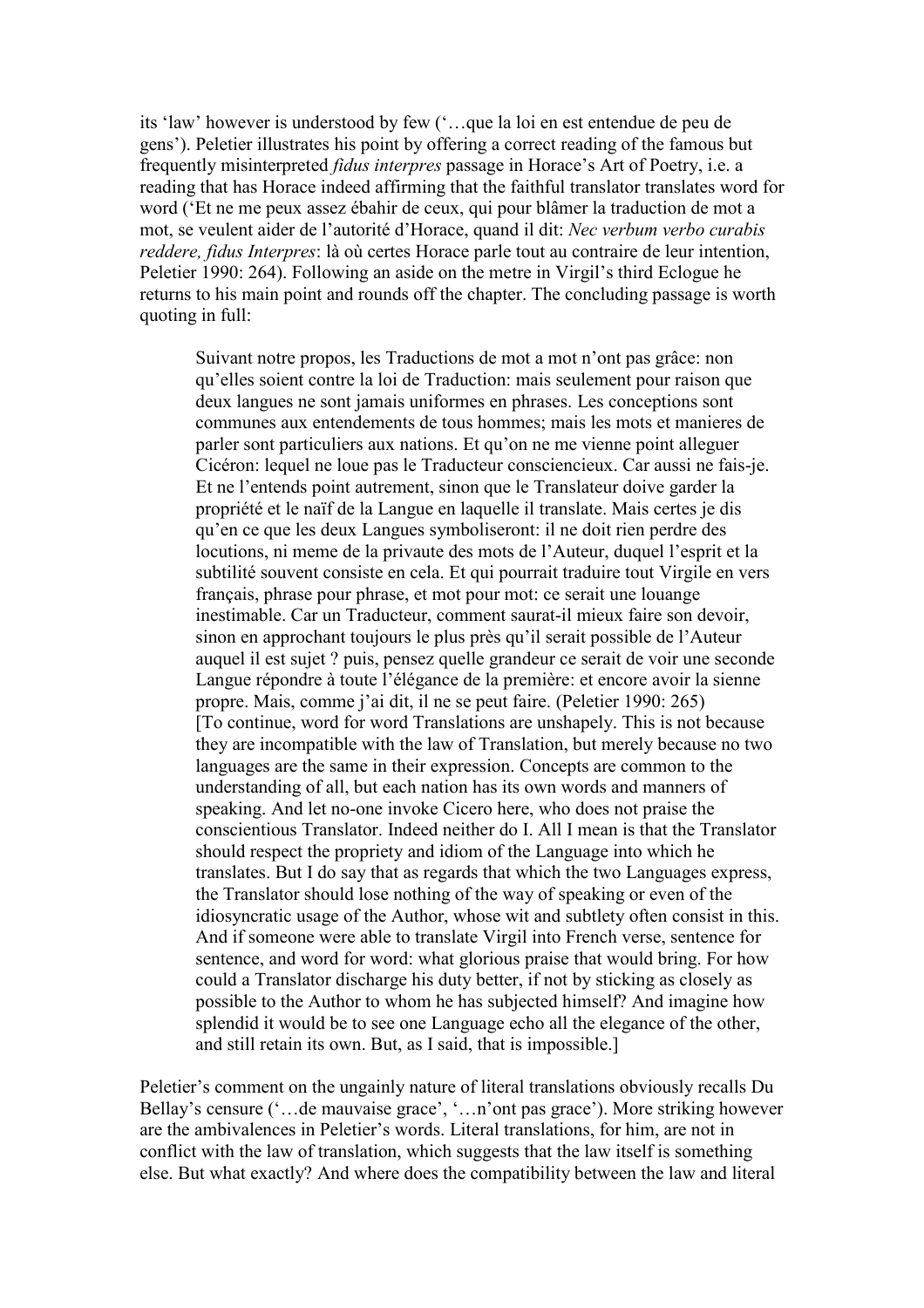its 'law' however is understood by few ('…que la loi en est entendue de peu de gens'). Peletier illustrates his point by offering a correct reading of the famous but frequently misinterpreted *fidus interpres* passage in Horace's Art of Poetry, i.e. a reading that has Horace indeed affirming that the faithful translator translates word for word ('Et ne me peux assez ébahir de ceux, qui pour blâmer la traduction de mot a mot, se veulent aider de l'autorité d'Horace, quand il dit: *Nec verbum verbo curabis reddere, fidus Interpres*: là où certes Horace parle tout au contraire de leur intention, Peletier 1990: 264). Following an aside on the metre in Virgil's third Eclogue he returns to his main point and rounds off the chapter. The concluding passage is worth quoting in full:

> Suivant notre propos, les Traductions de mot a mot n'ont pas grâce: non qu'elles soient contre la loi de Traduction: mais seulement pour raison que deux langues ne sont jamais uniformes en phrases. Les conceptions sont communes aux entendements de tous hommes; mais les mots et manieres de parler sont particuliers aux nations. Et qu'on ne me vienne point alleguer Cicéron: lequel ne loue pas le Traducteur consciencieux. Car aussi ne fais-je. Et ne l'entends point autrement, sinon que le Translateur doive garder la propriété et le naïf de la Langue en laquelle il translate. Mais certes je dis qu'en ce que les deux Langues symboliseront: il ne doit rien perdre des locutions, ni meme de la privaute des mots de l'Auteur, duquel l'esprit et la subtilité souvent consiste en cela. Et qui pourrait traduire tout Virgile en vers français, phrase pour phrase, et mot pour mot: ce serait une louange inestimable. Car un Traducteur, comment saurat-il mieux faire son devoir, sinon en approchant toujours le plus près qu'il serait possible de l'Auteur auquel il est sujet ? puis, pensez quelle grandeur ce serait de voir une seconde Langue répondre à toute l'élégance de la première: et encore avoir la sienne propre. Mais, comme j'ai dit, il ne se peut faire. (Peletier 1990: 265)
> [To continue, word for word Translations are unshapely. This is not because they are incompatible with the law of Translation, but merely because no two languages are the same in their expression. Concepts are common to the understanding of all, but each nation has its own words and manners of speaking. And let no-one invoke Cicero here, who does not praise the conscientious Translator. Indeed neither do I. All I mean is that the Translator should respect the propriety and idiom of the Language into which he translates. But I do say that as regards that which the two Languages express, the Translator should lose nothing of the way of speaking or even of the idiosyncratic usage of the Author, whose wit and subtlety often consist in this. And if someone were able to translate Virgil into French verse, sentence for sentence, and word for word: what glorious praise that would bring. For how could a Translator discharge his duty better, if not by sticking as closely as possible to the Author to whom he has subjected himself? And imagine how splendid it would be to see one Language echo all the elegance of the other, and still retain its own. But, as I said, that is impossible.]

Peletier's comment on the ungainly nature of literal translations obviously recalls Du Bellay's censure ('…de mauvaise grace', '…n'ont pas grace'). More striking however are the ambivalences in Peletier's words. Literal translations, for him, are not in conflict with the law of translation, which suggests that the law itself is something else. But what exactly? And where does the compatibility between the law and literal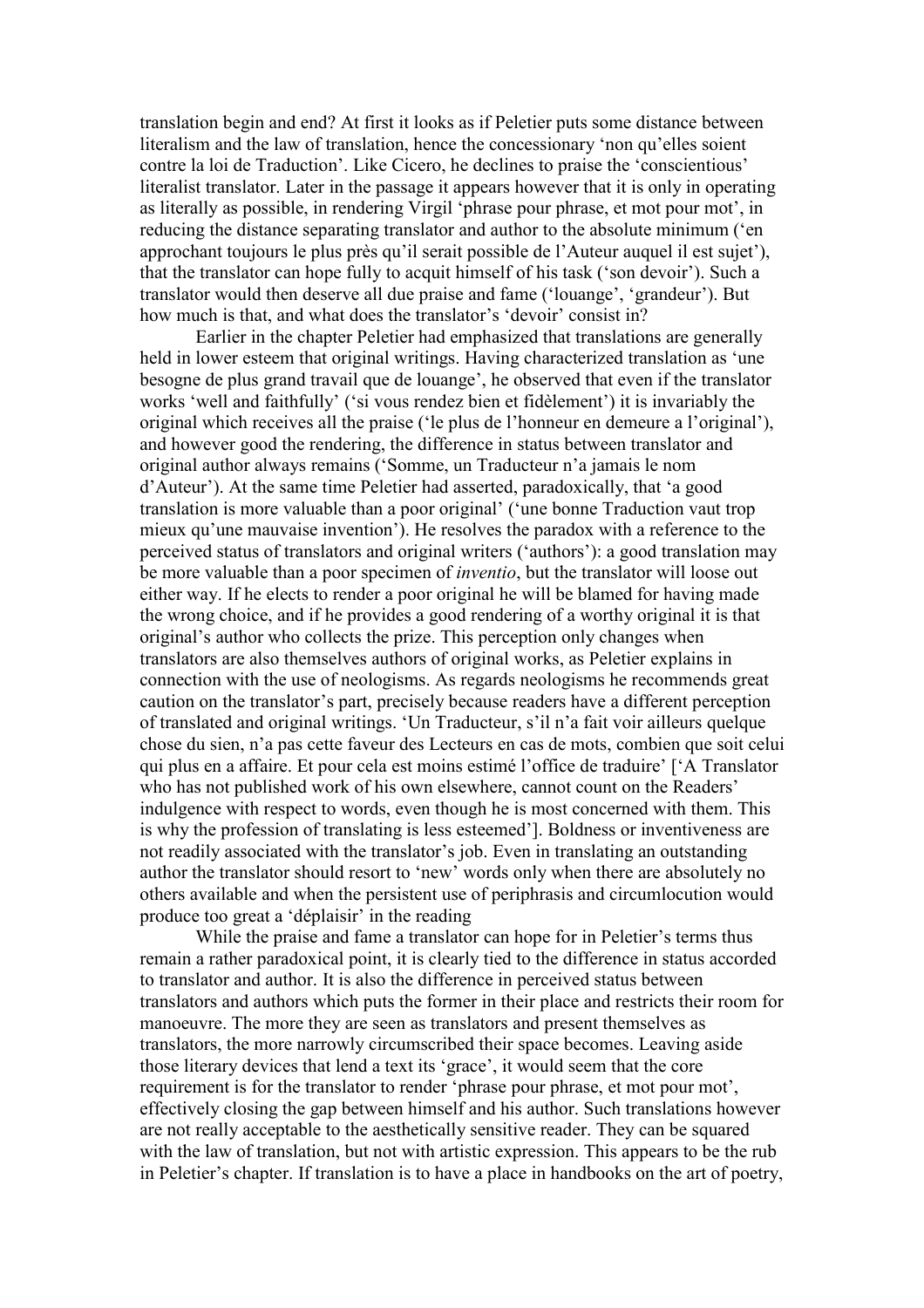translation begin and end? At first it looks as if Peletier puts some distance between literalism and the law of translation, hence the concessionary 'non qu'elles soient contre la loi de Traduction'. Like Cicero, he declines to praise the 'conscientious' literalist translator. Later in the passage it appears however that it is only in operating as literally as possible, in rendering Virgil 'phrase pour phrase, et mot pour mot', in reducing the distance separating translator and author to the absolute minimum ('en approchant toujours le plus près qu'il serait possible de l'Auteur auquel il est sujet'), that the translator can hope fully to acquit himself of his task ('son devoir'). Such a translator would then deserve all due praise and fame ('louange', 'grandeur'). But how much is that, and what does the translator's 'devoir' consist in?

Earlier in the chapter Peletier had emphasized that translations are generally held in lower esteem that original writings. Having characterized translation as 'une besogne de plus grand travail que de louange', he observed that even if the translator works 'well and faithfully' ('si vous rendez bien et fidèlement') it is invariably the original which receives all the praise ('le plus de l'honneur en demeure a l'original'), and however good the rendering, the difference in status between translator and original author always remains ('Somme, un Traducteur n'a jamais le nom d'Auteur'). At the same time Peletier had asserted, paradoxically, that 'a good translation is more valuable than a poor original' ('une bonne Traduction vaut trop mieux qu'une mauvaise invention'). He resolves the paradox with a reference to the perceived status of translators and original writers ('authors'): a good translation may be more valuable than a poor specimen of *inventio*, but the translator will loose out either way. If he elects to render a poor original he will be blamed for having made the wrong choice, and if he provides a good rendering of a worthy original it is that original's author who collects the prize. This perception only changes when translators are also themselves authors of original works, as Peletier explains in connection with the use of neologisms. As regards neologisms he recommends great caution on the translator's part, precisely because readers have a different perception of translated and original writings. 'Un Traducteur, s'il n'a fait voir ailleurs quelque chose du sien, n'a pas cette faveur des Lecteurs en cas de mots, combien que soit celui qui plus en a affaire. Et pour cela est moins estimé l'office de traduire' ['A Translator who has not published work of his own elsewhere, cannot count on the Readers' indulgence with respect to words, even though he is most concerned with them. This is why the profession of translating is less esteemed']. Boldness or inventiveness are not readily associated with the translator's job. Even in translating an outstanding author the translator should resort to 'new' words only when there are absolutely no others available and when the persistent use of periphrasis and circumlocution would produce too great a 'déplaisir' in the reading

While the praise and fame a translator can hope for in Peletier's terms thus remain a rather paradoxical point, it is clearly tied to the difference in status accorded to translator and author. It is also the difference in perceived status between translators and authors which puts the former in their place and restricts their room for manoeuvre. The more they are seen as translators and present themselves as translators, the more narrowly circumscribed their space becomes. Leaving aside those literary devices that lend a text its 'grace', it would seem that the core requirement is for the translator to render 'phrase pour phrase, et mot pour mot', effectively closing the gap between himself and his author. Such translations however are not really acceptable to the aesthetically sensitive reader. They can be squared with the law of translation, but not with artistic expression. This appears to be the rub in Peletier's chapter. If translation is to have a place in handbooks on the art of poetry,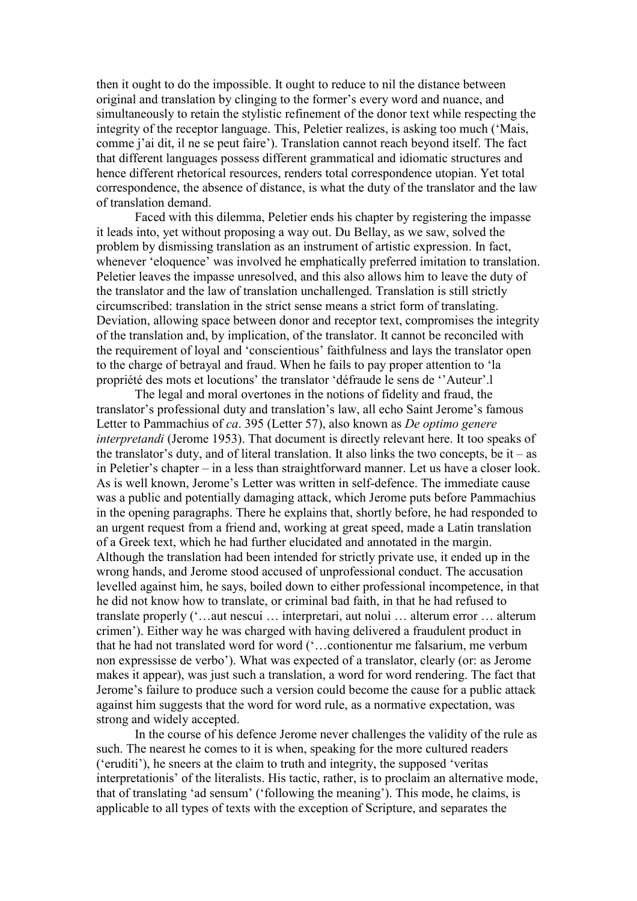then it ought to do the impossible. It ought to reduce to nil the distance between original and translation by clinging to the former's every word and nuance, and simultaneously to retain the stylistic refinement of the donor text while respecting the integrity of the receptor language. This, Peletier realizes, is asking too much ('Mais, comme j'ai dit, il ne se peut faire'). Translation cannot reach beyond itself. The fact that different languages possess different grammatical and idiomatic structures and hence different rhetorical resources, renders total correspondence utopian. Yet total correspondence, the absence of distance, is what the duty of the translator and the law of translation demand.

Faced with this dilemma, Peletier ends his chapter by registering the impasse it leads into, yet without proposing a way out. Du Bellay, as we saw, solved the problem by dismissing translation as an instrument of artistic expression. In fact, whenever 'eloquence' was involved he emphatically preferred imitation to translation. Peletier leaves the impasse unresolved, and this also allows him to leave the duty of the translator and the law of translation unchallenged. Translation is still strictly circumscribed: translation in the strict sense means a strict form of translating. Deviation, allowing space between donor and receptor text, compromises the integrity of the translation and, by implication, of the translator. It cannot be reconciled with the requirement of loyal and 'conscientious' faithfulness and lays the translator open to the charge of betrayal and fraud. When he fails to pay proper attention to 'la propriété des mots et locutions' the translator 'défraude le sens de ''Auteur'.l

The legal and moral overtones in the notions of fidelity and fraud, the translator's professional duty and translation's law, all echo Saint Jerome's famous Letter to Pammachius of *ca*. 395 (Letter 57), also known as *De optimo genere interpretandi* (Jerome 1953). That document is directly relevant here. It too speaks of the translator's duty, and of literal translation. It also links the two concepts, be it – as in Peletier's chapter – in a less than straightforward manner. Let us have a closer look. As is well known, Jerome's Letter was written in self-defence. The immediate cause was a public and potentially damaging attack, which Jerome puts before Pammachius in the opening paragraphs. There he explains that, shortly before, he had responded to an urgent request from a friend and, working at great speed, made a Latin translation of a Greek text, which he had further elucidated and annotated in the margin. Although the translation had been intended for strictly private use, it ended up in the wrong hands, and Jerome stood accused of unprofessional conduct. The accusation levelled against him, he says, boiled down to either professional incompetence, in that he did not know how to translate, or criminal bad faith, in that he had refused to translate properly ('…aut nescui … interpretari, aut nolui … alterum error … alterum crimen'). Either way he was charged with having delivered a fraudulent product in that he had not translated word for word ('…contionentur me falsarium, me verbum non expressisse de verbo'). What was expected of a translator, clearly (or: as Jerome makes it appear), was just such a translation, a word for word rendering. The fact that Jerome's failure to produce such a version could become the cause for a public attack against him suggests that the word for word rule, as a normative expectation, was strong and widely accepted.

In the course of his defence Jerome never challenges the validity of the rule as such. The nearest he comes to it is when, speaking for the more cultured readers ('eruditi'), he sneers at the claim to truth and integrity, the supposed 'veritas interpretationis' of the literalists. His tactic, rather, is to proclaim an alternative mode, that of translating 'ad sensum' ('following the meaning'). This mode, he claims, is applicable to all types of texts with the exception of Scripture, and separates the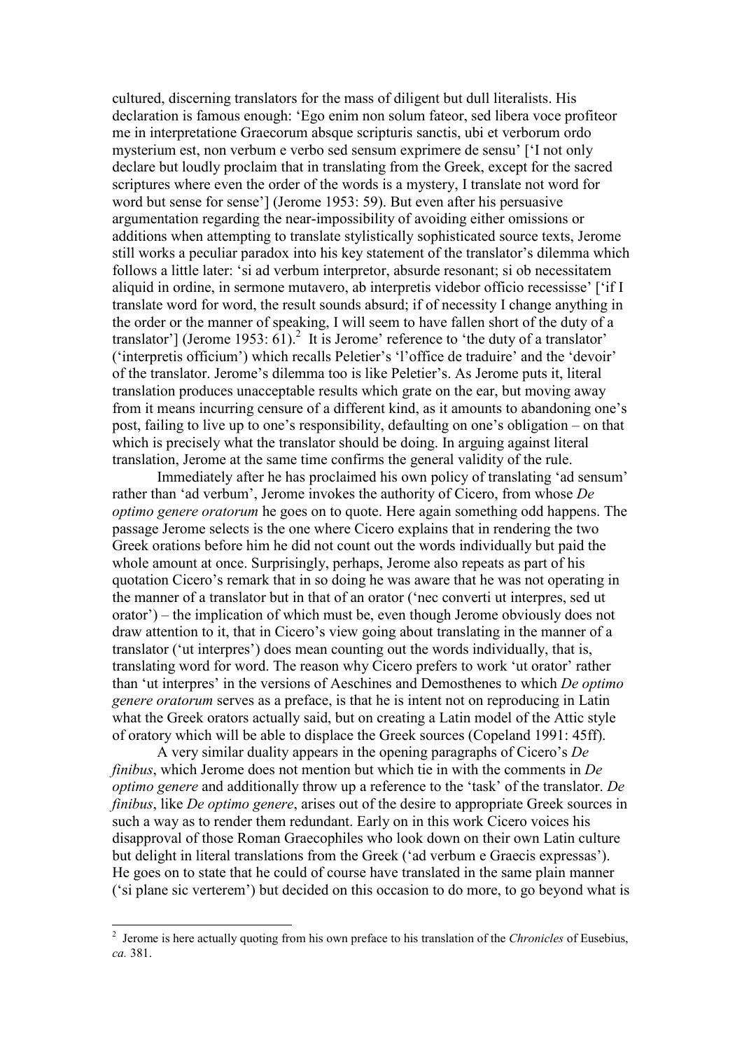cultured, discerning translators for the mass of diligent but dull literalists. His declaration is famous enough: 'Ego enim non solum fateor, sed libera voce profiteor me in interpretatione Graecorum absque scripturis sanctis, ubi et verborum ordo mysterium est, non verbum e verbo sed sensum exprimere de sensu' ['I not only declare but loudly proclaim that in translating from the Greek, except for the sacred scriptures where even the order of the words is a mystery, I translate not word for word but sense for sense'] (Jerome 1953: 59). But even after his persuasive argumentation regarding the near-impossibility of avoiding either omissions or additions when attempting to translate stylistically sophisticated source texts, Jerome still works a peculiar paradox into his key statement of the translator's dilemma which follows a little later: 'si ad verbum interpretor, absurde resonant; si ob necessitatem aliquid in ordine, in sermone mutavero, ab interpretis videbor officio recessisse' ['if I translate word for word, the result sounds absurd; if of necessity I change anything in the order or the manner of speaking, I will seem to have fallen short of the duty of a translator'] (Jerome 1953: 61).[2] It is Jerome' reference to 'the duty of a translator' ('interpretis officium') which recalls Peletier's 'l'office de traduire' and the 'devoir' of the translator. Jerome's dilemma too is like Peletier's. As Jerome puts it, literal translation produces unacceptable results which grate on the ear, but moving away from it means incurring censure of a different kind, as it amounts to abandoning one's post, failing to live up to one's responsibility, defaulting on one's obligation – on that which is precisely what the translator should be doing. In arguing against literal translation, Jerome at the same time confirms the general validity of the rule.

Immediately after he has proclaimed his own policy of translating 'ad sensum' rather than 'ad verbum', Jerome invokes the authority of Cicero, from whose *De optimo genere oratorum* he goes on to quote. Here again something odd happens. The passage Jerome selects is the one where Cicero explains that in rendering the two Greek orations before him he did not count out the words individually but paid the whole amount at once. Surprisingly, perhaps, Jerome also repeats as part of his quotation Cicero's remark that in so doing he was aware that he was not operating in the manner of a translator but in that of an orator ('nec converti ut interpres, sed ut orator') – the implication of which must be, even though Jerome obviously does not draw attention to it, that in Cicero's view going about translating in the manner of a translator ('ut interpres') does mean counting out the words individually, that is, translating word for word. The reason why Cicero prefers to work 'ut orator' rather than 'ut interpres' in the versions of Aeschines and Demosthenes to which *De optimo genere oratorum* serves as a preface, is that he is intent not on reproducing in Latin what the Greek orators actually said, but on creating a Latin model of the Attic style of oratory which will be able to displace the Greek sources (Copeland 1991: 45ff).

A very similar duality appears in the opening paragraphs of Cicero's *De finibus*, which Jerome does not mention but which tie in with the comments in *De optimo genere* and additionally throw up a reference to the 'task' of the translator. *De finibus*, like *De optimo genere*, arises out of the desire to appropriate Greek sources in such a way as to render them redundant. Early on in this work Cicero voices his disapproval of those Roman Graecophiles who look down on their own Latin culture but delight in literal translations from the Greek ('ad verbum e Graecis expressas'). He goes on to state that he could of course have translated in the same plain manner ('si plane sic verterem') but decided on this occasion to do more, to go beyond what is

---

[2] Jerome is here actually quoting from his own preface to his translation of the *Chronicles* of Eusebius, *ca.* 381.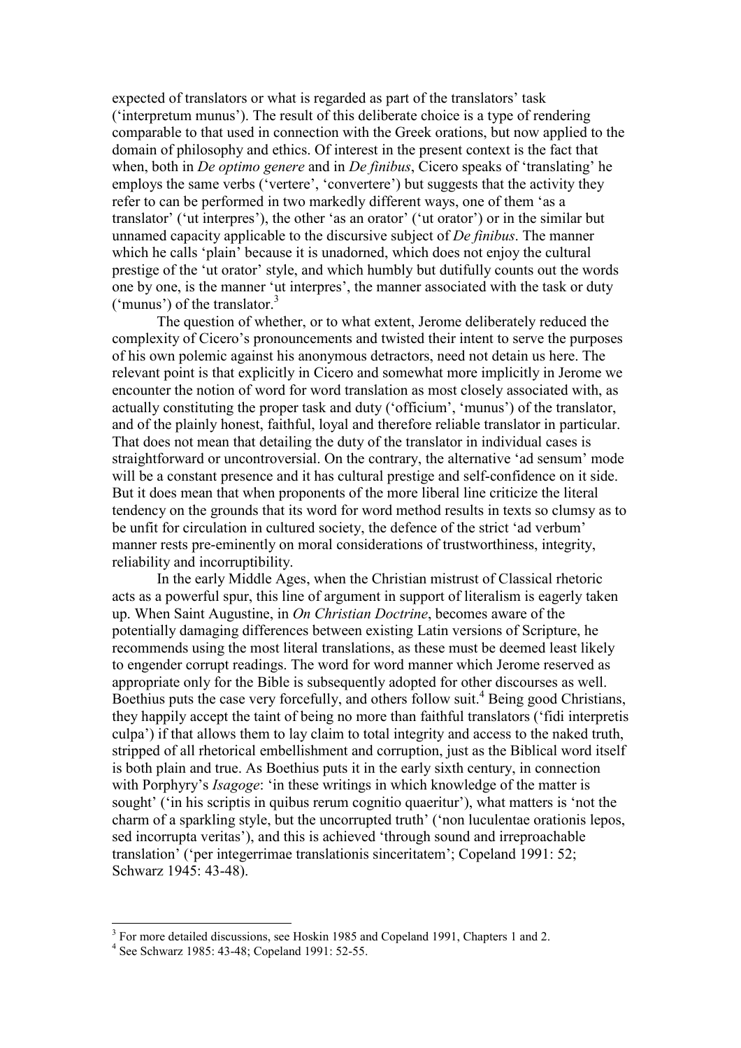expected of translators or what is regarded as part of the translators' task ('interpretum munus'). The result of this deliberate choice is a type of rendering comparable to that used in connection with the Greek orations, but now applied to the domain of philosophy and ethics. Of interest in the present context is the fact that when, both in *De optimo genere* and in *De finibus*, Cicero speaks of 'translating' he employs the same verbs ('vertere', 'convertere') but suggests that the activity they refer to can be performed in two markedly different ways, one of them 'as a translator' ('ut interpres'), the other 'as an orator' ('ut orator') or in the similar but unnamed capacity applicable to the discursive subject of *De finibus*. The manner which he calls 'plain' because it is unadorned, which does not enjoy the cultural prestige of the 'ut orator' style, and which humbly but dutifully counts out the words one by one, is the manner 'ut interpres', the manner associated with the task or duty ('munus') of the translator.[3]

The question of whether, or to what extent, Jerome deliberately reduced the complexity of Cicero's pronouncements and twisted their intent to serve the purposes of his own polemic against his anonymous detractors, need not detain us here. The relevant point is that explicitly in Cicero and somewhat more implicitly in Jerome we encounter the notion of word for word translation as most closely associated with, as actually constituting the proper task and duty ('officium', 'munus') of the translator, and of the plainly honest, faithful, loyal and therefore reliable translator in particular. That does not mean that detailing the duty of the translator in individual cases is straightforward or uncontroversial. On the contrary, the alternative 'ad sensum' mode will be a constant presence and it has cultural prestige and self-confidence on it side. But it does mean that when proponents of the more liberal line criticize the literal tendency on the grounds that its word for word method results in texts so clumsy as to be unfit for circulation in cultured society, the defence of the strict 'ad verbum' manner rests pre-eminently on moral considerations of trustworthiness, integrity, reliability and incorruptibility.

In the early Middle Ages, when the Christian mistrust of Classical rhetoric acts as a powerful spur, this line of argument in support of literalism is eagerly taken up. When Saint Augustine, in *On Christian Doctrine*, becomes aware of the potentially damaging differences between existing Latin versions of Scripture, he recommends using the most literal translations, as these must be deemed least likely to engender corrupt readings. The word for word manner which Jerome reserved as appropriate only for the Bible is subsequently adopted for other discourses as well. Boethius puts the case very forcefully, and others follow suit.[4] Being good Christians, they happily accept the taint of being no more than faithful translators ('fidi interpretis culpa') if that allows them to lay claim to total integrity and access to the naked truth, stripped of all rhetorical embellishment and corruption, just as the Biblical word itself is both plain and true. As Boethius puts it in the early sixth century, in connection with Porphyry's *Isagoge*: 'in these writings in which knowledge of the matter is sought' ('in his scriptis in quibus rerum cognitio quaeritur'), what matters is 'not the charm of a sparkling style, but the uncorrupted truth' ('non luculentae orationis lepos, sed incorrupta veritas'), and this is achieved 'through sound and irreproachable translation' ('per integerrimae translationis sinceritatem'; Copeland 1991: 52; Schwarz 1945: 43-48).

---

[3] For more detailed discussions, see Hoskin 1985 and Copeland 1991, Chapters 1 and 2.

[4] See Schwarz 1985: 43-48; Copeland 1991: 52-55.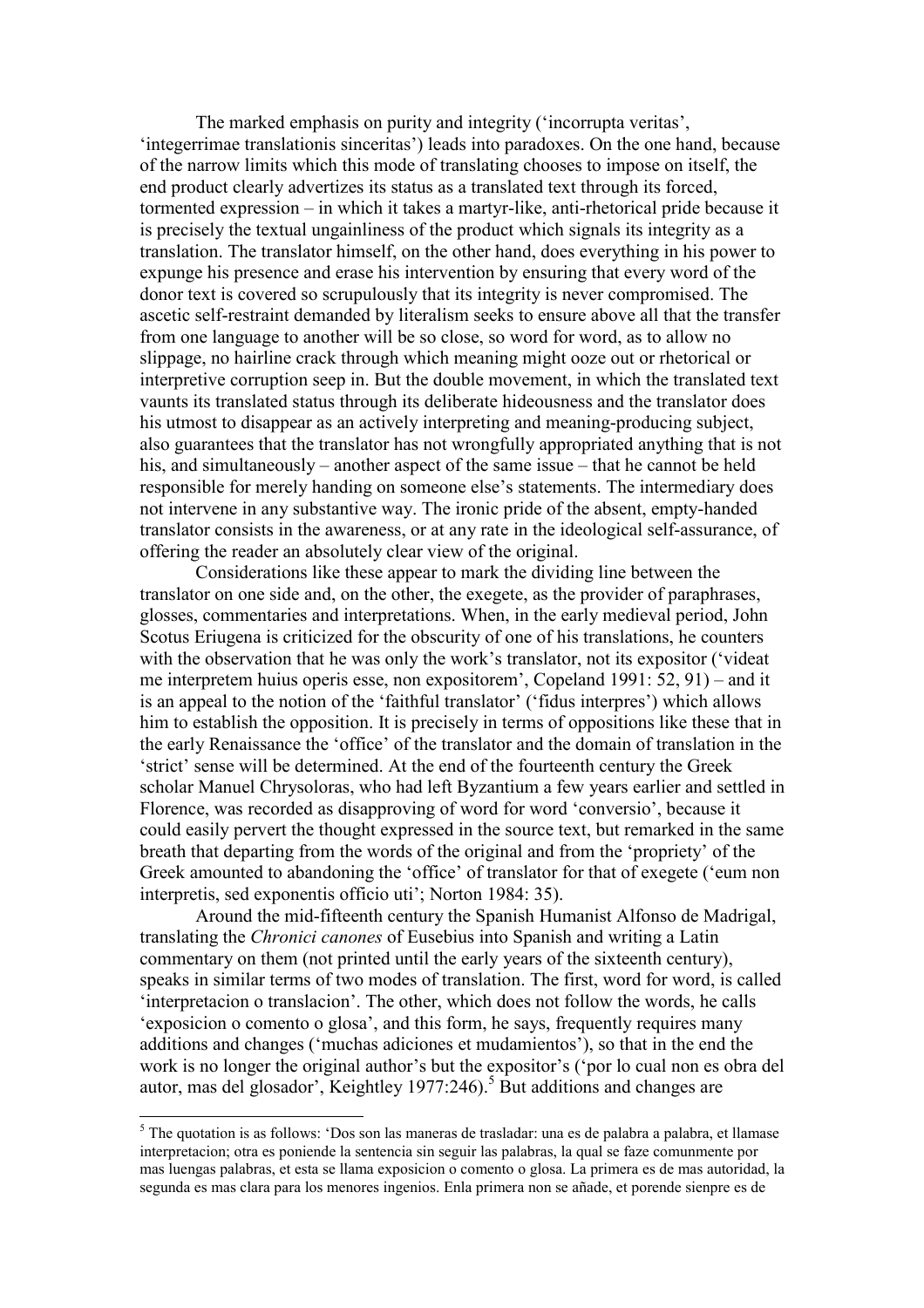The marked emphasis on purity and integrity ('incorrupta veritas', 'integerrimae translationis sinceritas') leads into paradoxes. On the one hand, because of the narrow limits which this mode of translating chooses to impose on itself, the end product clearly advertizes its status as a translated text through its forced, tormented expression – in which it takes a martyr-like, anti-rhetorical pride because it is precisely the textual ungainliness of the product which signals its integrity as a translation. The translator himself, on the other hand, does everything in his power to expunge his presence and erase his intervention by ensuring that every word of the donor text is covered so scrupulously that its integrity is never compromised. The ascetic self-restraint demanded by literalism seeks to ensure above all that the transfer from one language to another will be so close, so word for word, as to allow no slippage, no hairline crack through which meaning might ooze out or rhetorical or interpretive corruption seep in. But the double movement, in which the translated text vaunts its translated status through its deliberate hideousness and the translator does his utmost to disappear as an actively interpreting and meaning-producing subject, also guarantees that the translator has not wrongfully appropriated anything that is not his, and simultaneously – another aspect of the same issue – that he cannot be held responsible for merely handing on someone else's statements. The intermediary does not intervene in any substantive way. The ironic pride of the absent, empty-handed translator consists in the awareness, or at any rate in the ideological self-assurance, of offering the reader an absolutely clear view of the original.

Considerations like these appear to mark the dividing line between the translator on one side and, on the other, the exegete, as the provider of paraphrases, glosses, commentaries and interpretations. When, in the early medieval period, John Scotus Eriugena is criticized for the obscurity of one of his translations, he counters with the observation that he was only the work's translator, not its expositor ('videat me interpretem huius operis esse, non expositorem', Copeland 1991: 52, 91) – and it is an appeal to the notion of the 'faithful translator' ('fidus interpres') which allows him to establish the opposition. It is precisely in terms of oppositions like these that in the early Renaissance the 'office' of the translator and the domain of translation in the 'strict' sense will be determined. At the end of the fourteenth century the Greek scholar Manuel Chrysoloras, who had left Byzantium a few years earlier and settled in Florence, was recorded as disapproving of word for word 'conversio', because it could easily pervert the thought expressed in the source text, but remarked in the same breath that departing from the words of the original and from the 'propriety' of the Greek amounted to abandoning the 'office' of translator for that of exegete ('eum non interpretis, sed exponentis officio uti'; Norton 1984: 35).

Around the mid-fifteenth century the Spanish Humanist Alfonso de Madrigal, translating the *Chronici canones* of Eusebius into Spanish and writing a Latin commentary on them (not printed until the early years of the sixteenth century), speaks in similar terms of two modes of translation. The first, word for word, is called 'interpretacion o translacion'. The other, which does not follow the words, he calls 'exposicion o comento o glosa', and this form, he says, frequently requires many additions and changes ('muchas adiciones et mudamientos'), so that in the end the work is no longer the original author's but the expositor's ('por lo cual non es obra del autor, mas del glosador', Keightley 1977:246).[5] But additions and changes are

---

[5] The quotation is as follows: 'Dos son las maneras de trasladar: una es de palabra a palabra, et llamase interpretacion; otra es poniende la sentencia sin seguir las palabras, la qual se faze comunmente por mas luengas palabras, et esta se llama exposicion o comento o glosa. La primera es de mas autoridad, la segunda es mas clara para los menores ingenios. Enla primera non se añade, et porende sienpre es de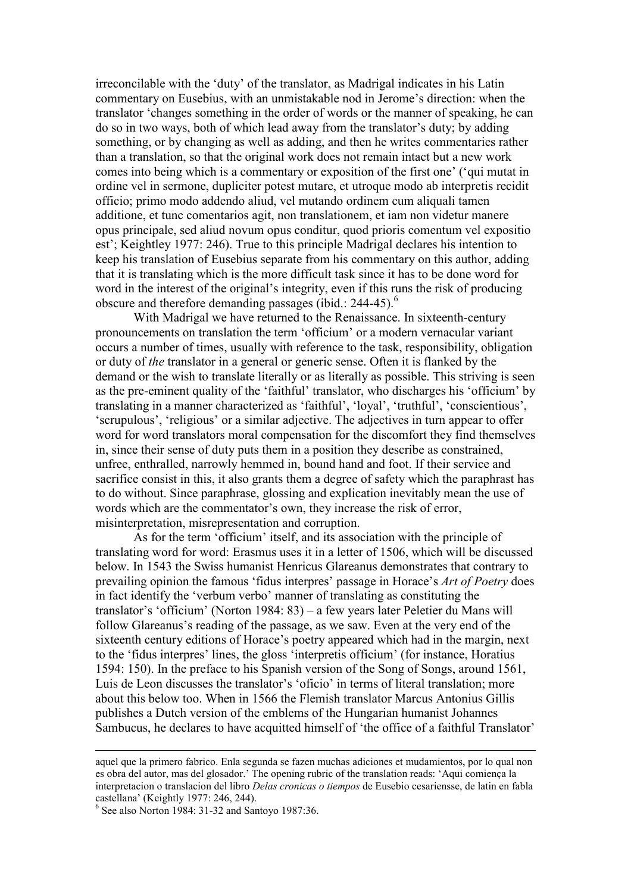irreconcilable with the 'duty' of the translator, as Madrigal indicates in his Latin commentary on Eusebius, with an unmistakable nod in Jerome's direction: when the translator 'changes something in the order of words or the manner of speaking, he can do so in two ways, both of which lead away from the translator's duty; by adding something, or by changing as well as adding, and then he writes commentaries rather than a translation, so that the original work does not remain intact but a new work comes into being which is a commentary or exposition of the first one' ('qui mutat in ordine vel in sermone, dupliciter potest mutare, et utroque modo ab interpretis recidit officio; primo modo addendo aliud, vel mutando ordinem cum aliquali tamen additione, et tunc comentarios agit, non translationem, et iam non videtur manere opus principale, sed aliud novum opus conditur, quod prioris comentum vel expositio est'; Keightley 1977: 246). True to this principle Madrigal declares his intention to keep his translation of Eusebius separate from his commentary on this author, adding that it is translating which is the more difficult task since it has to be done word for word in the interest of the original's integrity, even if this runs the risk of producing obscure and therefore demanding passages (ibid.: 244-45).[6]

With Madrigal we have returned to the Renaissance. In sixteenth-century pronouncements on translation the term 'officium' or a modern vernacular variant occurs a number of times, usually with reference to the task, responsibility, obligation or duty of *the* translator in a general or generic sense. Often it is flanked by the demand or the wish to translate literally or as literally as possible. This striving is seen as the pre-eminent quality of the 'faithful' translator, who discharges his 'officium' by translating in a manner characterized as 'faithful', 'loyal', 'truthful', 'conscientious', 'scrupulous', 'religious' or a similar adjective. The adjectives in turn appear to offer word for word translators moral compensation for the discomfort they find themselves in, since their sense of duty puts them in a position they describe as constrained, unfree, enthralled, narrowly hemmed in, bound hand and foot. If their service and sacrifice consist in this, it also grants them a degree of safety which the paraphrast has to do without. Since paraphrase, glossing and explication inevitably mean the use of words which are the commentator's own, they increase the risk of error, misinterpretation, misrepresentation and corruption.

As for the term 'officium' itself, and its association with the principle of translating word for word: Erasmus uses it in a letter of 1506, which will be discussed below. In 1543 the Swiss humanist Henricus Glareanus demonstrates that contrary to prevailing opinion the famous 'fidus interpres' passage in Horace's *Art of Poetry* does in fact identify the 'verbum verbo' manner of translating as constituting the translator's 'officium' (Norton 1984: 83) – a few years later Peletier du Mans will follow Glareanus's reading of the passage, as we saw. Even at the very end of the sixteenth century editions of Horace's poetry appeared which had in the margin, next to the 'fidus interpres' lines, the gloss 'interpretis officium' (for instance, Horatius 1594: 150). In the preface to his Spanish version of the Song of Songs, around 1561, Luis de Leon discusses the translator's 'oficio' in terms of literal translation; more about this below too. When in 1566 the Flemish translator Marcus Antonius Gillis publishes a Dutch version of the emblems of the Hungarian humanist Johannes Sambucus, he declares to have acquitted himself of 'the office of a faithful Translator'

---

aquel que la primero fabrico. Enla segunda se fazen muchas adiciones et mudamientos, por lo qual non es obra del autor, mas del glosador.' The opening rubric of the translation reads: 'Aqui comiença la interpretacion o translacion del libro *Delas cronicas o tiempos* de Eusebio cesariensse, de latin en fabla castellana' (Keightly 1977: 246, 244).

[6] See also Norton 1984: 31-32 and Santoyo 1987:36.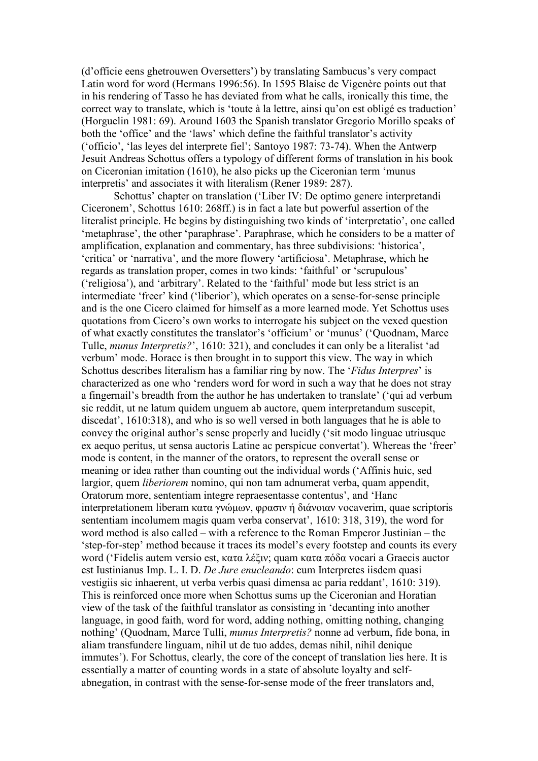(d'officie eens ghetrouwen Oversetters') by translating Sambucus's very compact Latin word for word (Hermans 1996:56). In 1595 Blaise de Vigenère points out that in his rendering of Tasso he has deviated from what he calls, ironically this time, the correct way to translate, which is 'toute à la lettre, ainsi qu'on est obligé es traduction' (Horguelin 1981: 69). Around 1603 the Spanish translator Gregorio Morillo speaks of both the 'office' and the 'laws' which define the faithful translator's activity ('officio', 'las leyes del interprete fiel'; Santoyo 1987: 73-74). When the Antwerp Jesuit Andreas Schottus offers a typology of different forms of translation in his book on Ciceronian imitation (1610), he also picks up the Ciceronian term 'munus interpretis' and associates it with literalism (Rener 1989: 287).

Schottus' chapter on translation ('Liber IV: De optimo genere interpretandi Ciceronem', Schottus 1610: 268ff.) is in fact a late but powerful assertion of the literalist principle. He begins by distinguishing two kinds of 'interpretatio', one called 'metaphrase', the other 'paraphrase'. Paraphrase, which he considers to be a matter of amplification, explanation and commentary, has three subdivisions: 'historica', 'critica' or 'narrativa', and the more flowery 'artificiosa'. Metaphrase, which he regards as translation proper, comes in two kinds: 'faithful' or 'scrupulous' ('religiosa'), and 'arbitrary'. Related to the 'faithful' mode but less strict is an intermediate 'freer' kind ('liberior'), which operates on a sense-for-sense principle and is the one Cicero claimed for himself as a more learned mode. Yet Schottus uses quotations from Cicero's own works to interrogate his subject on the vexed question of what exactly constitutes the translator's 'officium' or 'munus' ('Quodnam, Marce Tulle, *munus Interpretis?*', 1610: 321), and concludes it can only be a literalist 'ad verbum' mode. Horace is then brought in to support this view. The way in which Schottus describes literalism has a familiar ring by now. The '*Fidus Interpres*' is characterized as one who 'renders word for word in such a way that he does not stray a fingernail's breadth from the author he has undertaken to translate' ('qui ad verbum sic reddit, ut ne latum quidem unguem ab auctore, quem interpretandum suscepit, discedat', 1610:318), and who is so well versed in both languages that he is able to convey the original author's sense properly and lucidly ('sit modo linguae utriusque ex aequo peritus, ut sensa auctoris Latine ac perspicue convertat'). Whereas the 'freer' mode is content, in the manner of the orators, to represent the overall sense or meaning or idea rather than counting out the individual words ('Affinis huic, sed largior, quem *liberiorem* nomino, qui non tam adnumerat verba, quam appendit, Oratorum more, sententiam integre repraesentasse contentus', and 'Hanc interpretationem liberam κατα γνώμων, φρασιν ή διάνοιαν vocaverim, quae scriptoris sententiam incolumem magis quam verba conservat', 1610: 318, 319), the word for word method is also called – with a reference to the Roman Emperor Justinian – the 'step-for-step' method because it traces its model's every footstep and counts its every word ('Fidelis autem versio est, κατα λέξιν; quam κατα πόδα vocari a Graecis auctor est Iustinianus Imp. L. I. D. *De Jure enucleando*: cum Interpretes iisdem quasi vestigiis sic inhaerent, ut verba verbis quasi dimensa ac paria reddant', 1610: 319). This is reinforced once more when Schottus sums up the Ciceronian and Horatian view of the task of the faithful translator as consisting in 'decanting into another language, in good faith, word for word, adding nothing, omitting nothing, changing nothing' (Quodnam, Marce Tulli, *munus Interpretis?* nonne ad verbum, fide bona, in aliam transfundere linguam, nihil ut de tuo addes, demas nihil, nihil denique immutes'). For Schottus, clearly, the core of the concept of translation lies here. It is essentially a matter of counting words in a state of absolute loyalty and self-abnegation, in contrast with the sense-for-sense mode of the freer translators and,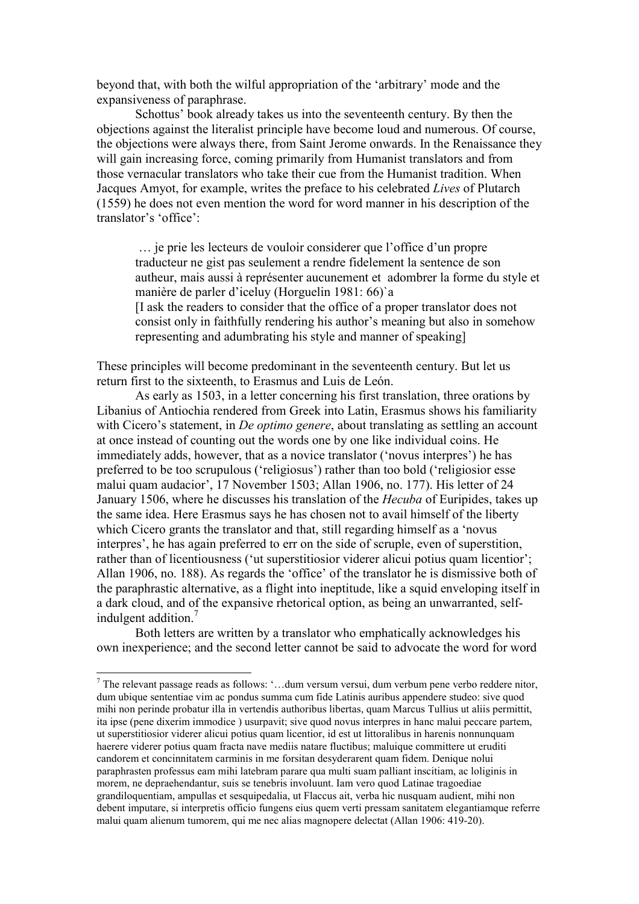beyond that, with both the wilful appropriation of the 'arbitrary' mode and the expansiveness of paraphrase.

Schottus' book already takes us into the seventeenth century. By then the objections against the literalist principle have become loud and numerous. Of course, the objections were always there, from Saint Jerome onwards. In the Renaissance they will gain increasing force, coming primarily from Humanist translators and from those vernacular translators who take their cue from the Humanist tradition. When Jacques Amyot, for example, writes the preface to his celebrated *Lives* of Plutarch (1559) he does not even mention the word for word manner in his description of the translator's 'office':

> … je prie les lecteurs de vouloir considerer que l'office d'un propre traducteur ne gist pas seulement a rendre fidelement la sentence de son autheur, mais aussi à représenter aucunement et adombrer la forme du style et manière de parler d'iceluy (Horguelin 1981: 66)`a
> [I ask the readers to consider that the office of a proper translator does not consist only in faithfully rendering his author's meaning but also in somehow representing and adumbrating his style and manner of speaking]

These principles will become predominant in the seventeenth century. But let us return first to the sixteenth, to Erasmus and Luis de León.

As early as 1503, in a letter concerning his first translation, three orations by Libanius of Antiochia rendered from Greek into Latin, Erasmus shows his familiarity with Cicero's statement, in *De optimo genere*, about translating as settling an account at once instead of counting out the words one by one like individual coins. He immediately adds, however, that as a novice translator ('novus interpres') he has preferred to be too scrupulous ('religiosus') rather than too bold ('religiosior esse malui quam audacior', 17 November 1503; Allan 1906, no. 177). His letter of 24 January 1506, where he discusses his translation of the *Hecuba* of Euripides, takes up the same idea. Here Erasmus says he has chosen not to avail himself of the liberty which Cicero grants the translator and that, still regarding himself as a 'novus interpres', he has again preferred to err on the side of scruple, even of superstition, rather than of licentiousness ('ut superstitiosior viderer alicui potius quam licentior'; Allan 1906, no. 188). As regards the 'office' of the translator he is dismissive both of the paraphrastic alternative, as a flight into ineptitude, like a squid enveloping itself in a dark cloud, and of the expansive rhetorical option, as being an unwarranted, self-indulgent addition.[7]

Both letters are written by a translator who emphatically acknowledges his own inexperience; and the second letter cannot be said to advocate the word for word

---

[7] The relevant passage reads as follows: '…dum versum versui, dum verbum pene verbo reddere nitor, dum ubique sententiae vim ac pondus summa cum fide Latinis auribus appendere studeo: sive quod mihi non perinde probatur illa in vertendis authoribus libertas, quam Marcus Tullius ut aliis permittit, ita ipse (pene dixerim immodice ) usurpavit; sive quod novus interpres in hanc malui peccare partem, ut superstitiosior viderer alicui potius quam licentior, id est ut littoralibus in harenis nonnunquam haerere viderer potius quam fracta nave mediis natare fluctibus; maluique committere ut eruditi candorem et concinnitatem carminis in me forsitan desyderarent quam fidem. Denique nolui paraphrasten professus eam mihi latebram parare qua multi suam palliant inscitiam, ac loliginis in morem, ne depraehendantur, suis se tenebris involuunt. Iam vero quod Latinae tragoediae grandiloquentiam, ampullas et sesquipedalia, ut Flaccus ait, verba hic nusquam audient, mihi non debent imputare, si interpretis officio fungens eius quem verti pressam sanitatem elegantiamque referre malui quam alienum tumorem, qui me nec alias magnopere delectat (Allan 1906: 419-20).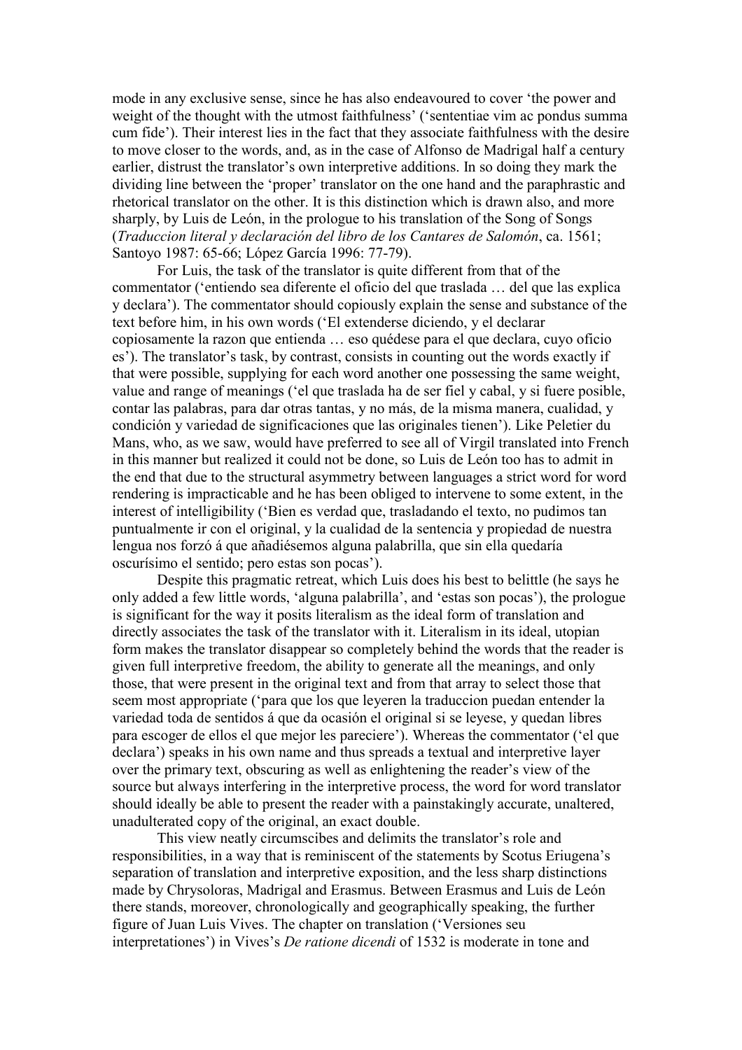mode in any exclusive sense, since he has also endeavoured to cover 'the power and weight of the thought with the utmost faithfulness' ('sententiae vim ac pondus summa cum fide'). Their interest lies in the fact that they associate faithfulness with the desire to move closer to the words, and, as in the case of Alfonso de Madrigal half a century earlier, distrust the translator's own interpretive additions. In so doing they mark the dividing line between the 'proper' translator on the one hand and the paraphrastic and rhetorical translator on the other. It is this distinction which is drawn also, and more sharply, by Luis de León, in the prologue to his translation of the Song of Songs (*Traduccion literal y declaración del libro de los Cantares de Salomón*, ca. 1561; Santoyo 1987: 65-66; López García 1996: 77-79).

For Luis, the task of the translator is quite different from that of the commentator ('entiendo sea diferente el oficio del que traslada … del que las explica y declara'). The commentator should copiously explain the sense and substance of the text before him, in his own words ('El extenderse diciendo, y el declarar copiosamente la razon que entienda … eso quédese para el que declara, cuyo oficio es'). The translator's task, by contrast, consists in counting out the words exactly if that were possible, supplying for each word another one possessing the same weight, value and range of meanings ('el que traslada ha de ser fiel y cabal, y si fuere posible, contar las palabras, para dar otras tantas, y no más, de la misma manera, cualidad, y condición y variedad de significaciones que las originales tienen'). Like Peletier du Mans, who, as we saw, would have preferred to see all of Virgil translated into French in this manner but realized it could not be done, so Luis de León too has to admit in the end that due to the structural asymmetry between languages a strict word for word rendering is impracticable and he has been obliged to intervene to some extent, in the interest of intelligibility ('Bien es verdad que, trasladando el texto, no pudimos tan puntualmente ir con el original, y la cualidad de la sentencia y propiedad de nuestra lengua nos forzó á que añadiésemos alguna palabrilla, que sin ella quedaría oscurísimo el sentido; pero estas son pocas').

Despite this pragmatic retreat, which Luis does his best to belittle (he says he only added a few little words, 'alguna palabrilla', and 'estas son pocas'), the prologue is significant for the way it posits literalism as the ideal form of translation and directly associates the task of the translator with it. Literalism in its ideal, utopian form makes the translator disappear so completely behind the words that the reader is given full interpretive freedom, the ability to generate all the meanings, and only those, that were present in the original text and from that array to select those that seem most appropriate ('para que los que leyeren la traduccion puedan entender la variedad toda de sentidos á que da ocasión el original si se leyese, y quedan libres para escoger de ellos el que mejor les pareciere'). Whereas the commentator ('el que declara') speaks in his own name and thus spreads a textual and interpretive layer over the primary text, obscuring as well as enlightening the reader's view of the source but always interfering in the interpretive process, the word for word translator should ideally be able to present the reader with a painstakingly accurate, unaltered, unadulterated copy of the original, an exact double.

This view neatly circumscibes and delimits the translator's role and responsibilities, in a way that is reminiscent of the statements by Scotus Eriugena's separation of translation and interpretive exposition, and the less sharp distinctions made by Chrysoloras, Madrigal and Erasmus. Between Erasmus and Luis de León there stands, moreover, chronologically and geographically speaking, the further figure of Juan Luis Vives. The chapter on translation ('Versiones seu interpretationes') in Vives's *De ratione dicendi* of 1532 is moderate in tone and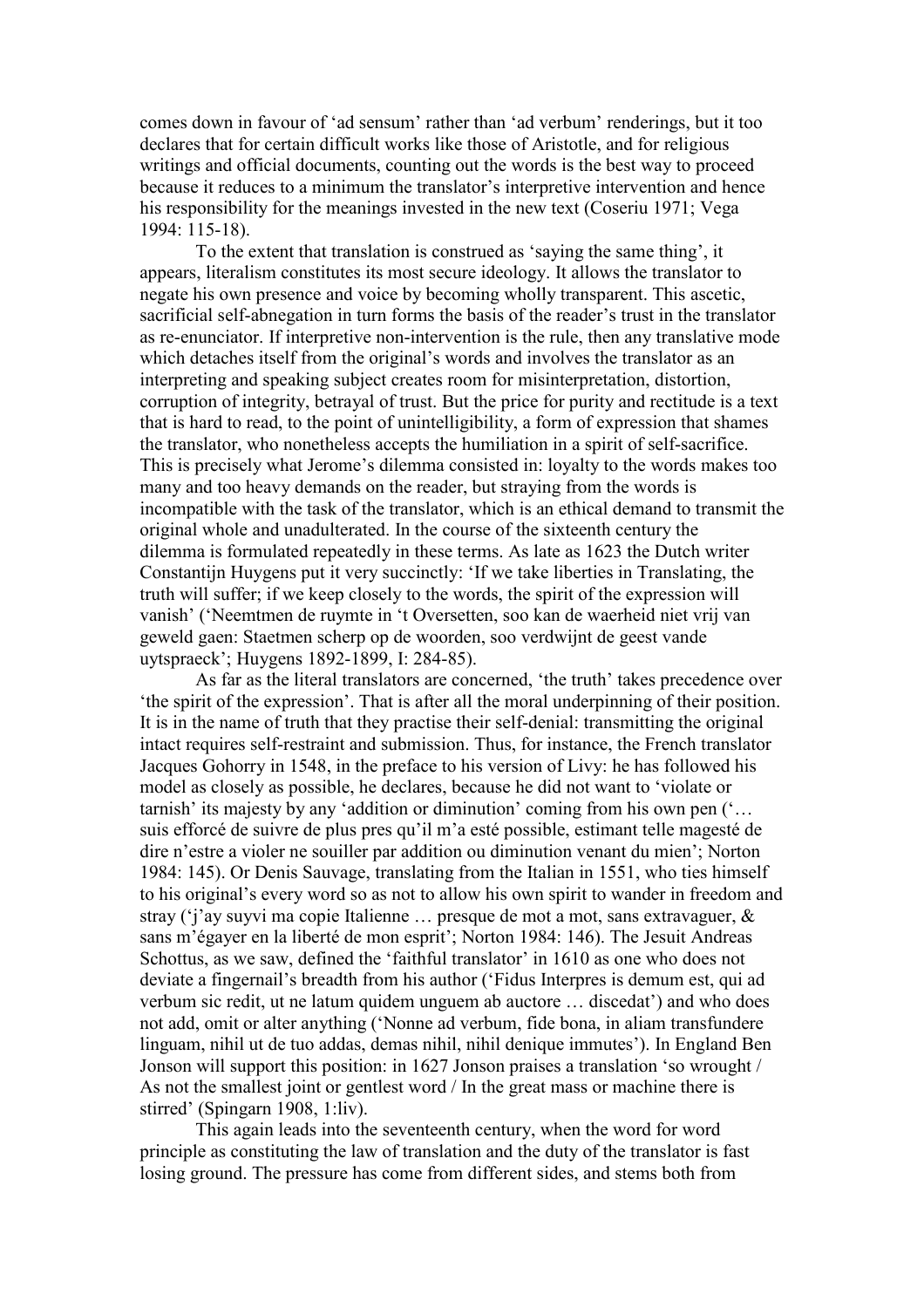comes down in favour of 'ad sensum' rather than 'ad verbum' renderings, but it too declares that for certain difficult works like those of Aristotle, and for religious writings and official documents, counting out the words is the best way to proceed because it reduces to a minimum the translator's interpretive intervention and hence his responsibility for the meanings invested in the new text (Coseriu 1971; Vega 1994: 115-18).

To the extent that translation is construed as 'saying the same thing', it appears, literalism constitutes its most secure ideology. It allows the translator to negate his own presence and voice by becoming wholly transparent. This ascetic, sacrificial self-abnegation in turn forms the basis of the reader's trust in the translator as re-enunciator. If interpretive non-intervention is the rule, then any translative mode which detaches itself from the original's words and involves the translator as an interpreting and speaking subject creates room for misinterpretation, distortion, corruption of integrity, betrayal of trust. But the price for purity and rectitude is a text that is hard to read, to the point of unintelligibility, a form of expression that shames the translator, who nonetheless accepts the humiliation in a spirit of self-sacrifice. This is precisely what Jerome's dilemma consisted in: loyalty to the words makes too many and too heavy demands on the reader, but straying from the words is incompatible with the task of the translator, which is an ethical demand to transmit the original whole and unadulterated. In the course of the sixteenth century the dilemma is formulated repeatedly in these terms. As late as 1623 the Dutch writer Constantijn Huygens put it very succinctly: 'If we take liberties in Translating, the truth will suffer; if we keep closely to the words, the spirit of the expression will vanish' ('Neemtmen de ruymte in 't Oversetten, soo kan de waerheid niet vrij van geweld gaen: Staetmen scherp op de woorden, soo verdwijnt de geest vande uytspraeck'; Huygens 1892-1899, I: 284-85).

As far as the literal translators are concerned, 'the truth' takes precedence over 'the spirit of the expression'. That is after all the moral underpinning of their position. It is in the name of truth that they practise their self-denial: transmitting the original intact requires self-restraint and submission. Thus, for instance, the French translator Jacques Gohorry in 1548, in the preface to his version of Livy: he has followed his model as closely as possible, he declares, because he did not want to 'violate or tarnish' its majesty by any 'addition or diminution' coming from his own pen ('… suis efforcé de suivre de plus pres qu'il m'a esté possible, estimant telle magesté de dire n'estre a violer ne souiller par addition ou diminution venant du mien'; Norton 1984: 145). Or Denis Sauvage, translating from the Italian in 1551, who ties himself to his original's every word so as not to allow his own spirit to wander in freedom and stray ('j'ay suyvi ma copie Italienne … presque de mot a mot, sans extravaguer, & sans m'égayer en la liberté de mon esprit'; Norton 1984: 146). The Jesuit Andreas Schottus, as we saw, defined the 'faithful translator' in 1610 as one who does not deviate a fingernail's breadth from his author ('Fidus Interpres is demum est, qui ad verbum sic redit, ut ne latum quidem unguem ab auctore … discedat') and who does not add, omit or alter anything ('Nonne ad verbum, fide bona, in aliam transfundere linguam, nihil ut de tuo addas, demas nihil, nihil denique immutes'). In England Ben Jonson will support this position: in 1627 Jonson praises a translation 'so wrought / As not the smallest joint or gentlest word / In the great mass or machine there is stirred' (Spingarn 1908, 1:liv).

This again leads into the seventeenth century, when the word for word principle as constituting the law of translation and the duty of the translator is fast losing ground. The pressure has come from different sides, and stems both from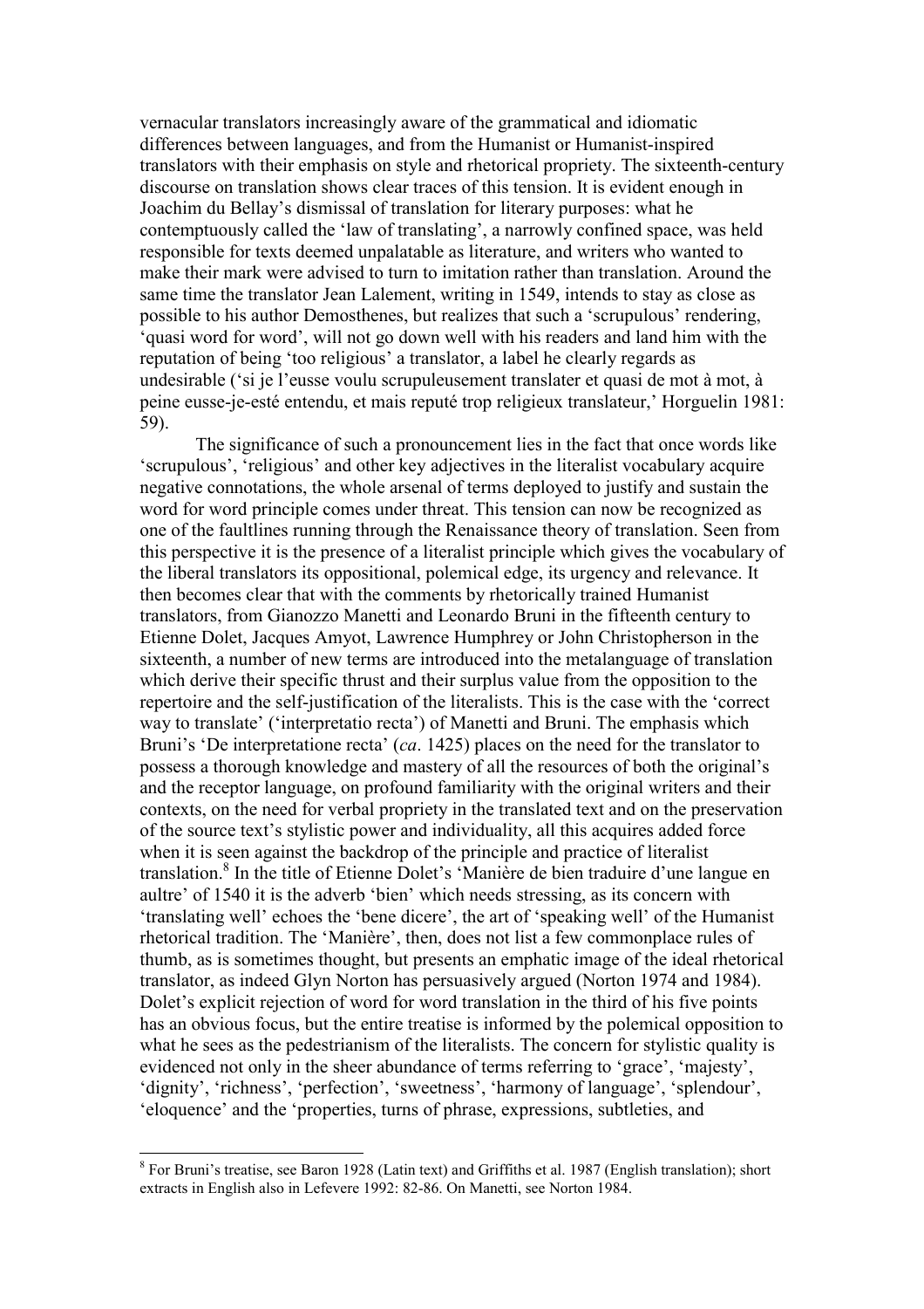vernacular translators increasingly aware of the grammatical and idiomatic differences between languages, and from the Humanist or Humanist-inspired translators with their emphasis on style and rhetorical propriety. The sixteenth-century discourse on translation shows clear traces of this tension. It is evident enough in Joachim du Bellay's dismissal of translation for literary purposes: what he contemptuously called the 'law of translating', a narrowly confined space, was held responsible for texts deemed unpalatable as literature, and writers who wanted to make their mark were advised to turn to imitation rather than translation. Around the same time the translator Jean Lalement, writing in 1549, intends to stay as close as possible to his author Demosthenes, but realizes that such a 'scrupulous' rendering, 'quasi word for word', will not go down well with his readers and land him with the reputation of being 'too religious' a translator, a label he clearly regards as undesirable ('si je l'eusse voulu scrupuleusement translater et quasi de mot à mot, à peine eusse-je-esté entendu, et mais reputé trop religieux translateur,' Horguelin 1981: 59).

The significance of such a pronouncement lies in the fact that once words like 'scrupulous', 'religious' and other key adjectives in the literalist vocabulary acquire negative connotations, the whole arsenal of terms deployed to justify and sustain the word for word principle comes under threat. This tension can now be recognized as one of the faultlines running through the Renaissance theory of translation. Seen from this perspective it is the presence of a literalist principle which gives the vocabulary of the liberal translators its oppositional, polemical edge, its urgency and relevance. It then becomes clear that with the comments by rhetorically trained Humanist translators, from Gianozzo Manetti and Leonardo Bruni in the fifteenth century to Etienne Dolet, Jacques Amyot, Lawrence Humphrey or John Christopherson in the sixteenth, a number of new terms are introduced into the metalanguage of translation which derive their specific thrust and their surplus value from the opposition to the repertoire and the self-justification of the literalists. This is the case with the 'correct way to translate' ('interpretatio recta') of Manetti and Bruni. The emphasis which Bruni's 'De interpretatione recta' (*ca*. 1425) places on the need for the translator to possess a thorough knowledge and mastery of all the resources of both the original's and the receptor language, on profound familiarity with the original writers and their contexts, on the need for verbal propriety in the translated text and on the preservation of the source text's stylistic power and individuality, all this acquires added force when it is seen against the backdrop of the principle and practice of literalist translation.[8] In the title of Etienne Dolet's 'Manière de bien traduire d'une langue en aultre' of 1540 it is the adverb 'bien' which needs stressing, as its concern with 'translating well' echoes the 'bene dicere', the art of 'speaking well' of the Humanist rhetorical tradition. The 'Manière', then, does not list a few commonplace rules of thumb, as is sometimes thought, but presents an emphatic image of the ideal rhetorical translator, as indeed Glyn Norton has persuasively argued (Norton 1974 and 1984). Dolet's explicit rejection of word for word translation in the third of his five points has an obvious focus, but the entire treatise is informed by the polemical opposition to what he sees as the pedestrianism of the literalists. The concern for stylistic quality is evidenced not only in the sheer abundance of terms referring to 'grace', 'majesty', 'dignity', 'richness', 'perfection', 'sweetness', 'harmony of language', 'splendour', 'eloquence' and the 'properties, turns of phrase, expressions, subtleties, and

---

[8] For Bruni's treatise, see Baron 1928 (Latin text) and Griffiths et al. 1987 (English translation); short extracts in English also in Lefevere 1992: 82-86. On Manetti, see Norton 1984.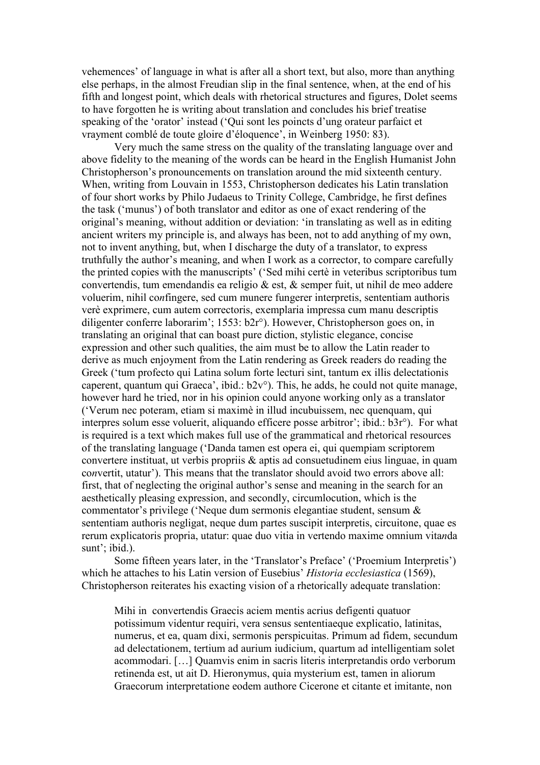vehemences' of language in what is after all a short text, but also, more than anything else perhaps, in the almost Freudian slip in the final sentence, when, at the end of his fifth and longest point, which deals with rhetorical structures and figures, Dolet seems to have forgotten he is writing about translation and concludes his brief treatise speaking of the 'orator' instead ('Qui sont les poincts d'ung orateur parfaict et vrayment comblé de toute gloire d'éloquence', in Weinberg 1950: 83).

Very much the same stress on the quality of the translating language over and above fidelity to the meaning of the words can be heard in the English Humanist John Christopherson's pronouncements on translation around the mid sixteenth century. When, writing from Louvain in 1553, Christopherson dedicates his Latin translation of four short works by Philo Judaeus to Trinity College, Cambridge, he first defines the task ('munus') of both translator and editor as one of exact rendering of the original's meaning, without addition or deviation: 'in translating as well as in editing ancient writers my principle is, and always has been, not to add anything of my own, not to invent anything, but, when I discharge the duty of a translator, to express truthfully the author's meaning, and when I work as a corrector, to compare carefully the printed copies with the manuscripts' ('Sed mihi certè in veteribus scriptoribus tum convertendis, tum emendandis ea religio & est, & semper fuit, ut nihil de meo addere voluerim, nihil co*n*fingere, sed cum munere fungerer interpretis, sententiam authoris verè exprimere, cum autem correctoris, exemplaria impressa cum manu descriptis diligenter conferre laborarim'; 1553: b2r°). However, Christopherson goes on, in translating an original that can boast pure diction, stylistic elegance, concise expression and other such qualities, the aim must be to allow the Latin reader to derive as much enjoyment from the Latin rendering as Greek readers do reading the Greek ('tum profecto qui Latina solum forte lecturi sint, tantum ex illis delectationis caperent, quantum qui Graeca', ibid.: b2v°). This, he adds, he could not quite manage, however hard he tried, nor in his opinion could anyone working only as a translator ('Verum nec poteram, etiam si maximè in illud incubuissem, nec quenquam, qui interpres solum esse voluerit, aliquando efficere posse arbitror'; ibid.: b3r°). For what is required is a text which makes full use of the grammatical and rhetorical resources of the translating language ('Danda tamen est opera ei, qui quempiam scriptorem convertere instituat, ut verbis propriis & aptis ad consuetudinem eius linguae, in quam co*n*vertit, utatur'). This means that the translator should avoid two errors above all: first, that of neglecting the original author's sense and meaning in the search for an aesthetically pleasing expression, and secondly, circumlocution, which is the commentator's privilege ('Neque dum sermonis elegantiae student, sensum & sententiam authoris negligat, neque dum partes suscipit interpretis, circuitone, quae es rerum explicatoris propria, utatur: quae duo vitia in vertendo maxime omnium vita*n*da sunt'; ibid.).

Some fifteen years later, in the 'Translator's Preface' ('Proemium Interpretis') which he attaches to his Latin version of Eusebius' *Historia ecclesiastica* (1569), Christopherson reiterates his exacting vision of a rhetorically adequate translation:

> Mihi in convertendis Graecis aciem mentis acrius defigenti quatuor potissimum videntur requiri, vera sensus sententiaeque explicatio, latinitas, numerus, et ea, quam dixi, sermonis perspicuitas. Primum ad fidem, secundum ad delectationem, tertium ad aurium iudicium, quartum ad intelligentiam solet acommodari. […] Quamvis enim in sacris literis interpretandis ordo verborum retinenda est, ut ait D. Hieronymus, quia mysterium est, tamen in aliorum Graecorum interpretatione eodem authore Cicerone et citante et imitante, non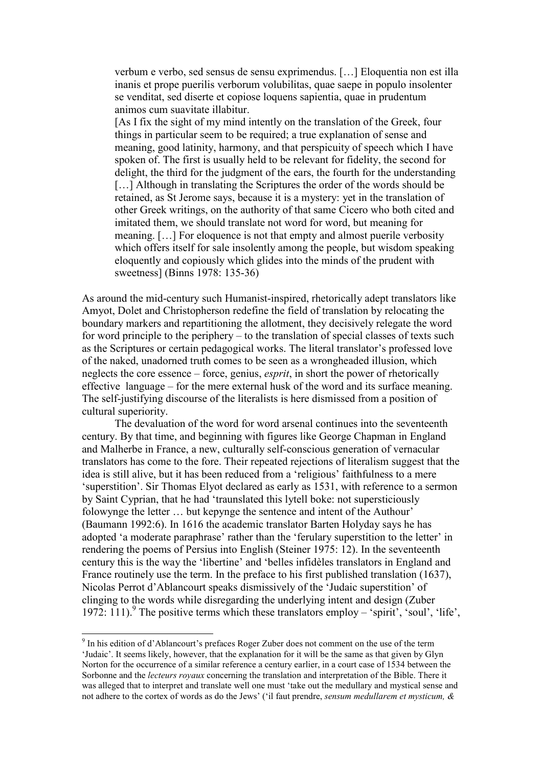verbum e verbo, sed sensus de sensu exprimendus. […] Eloquentia non est illa inanis et prope puerilis verborum volubilitas, quae saepe in populo insolenter se venditat, sed diserte et copiose loquens sapientia, quae in prudentum animos cum suavitate illabitur.

[As I fix the sight of my mind intently on the translation of the Greek, four things in particular seem to be required; a true explanation of sense and meaning, good latinity, harmony, and that perspicuity of speech which I have spoken of. The first is usually held to be relevant for fidelity, the second for delight, the third for the judgment of the ears, the fourth for the understanding […] Although in translating the Scriptures the order of the words should be retained, as St Jerome says, because it is a mystery: yet in the translation of other Greek writings, on the authority of that same Cicero who both cited and imitated them, we should translate not word for word, but meaning for meaning. […] For eloquence is not that empty and almost puerile verbosity which offers itself for sale insolently among the people, but wisdom speaking eloquently and copiously which glides into the minds of the prudent with sweetness] (Binns 1978: 135-36)

As around the mid-century such Humanist-inspired, rhetorically adept translators like Amyot, Dolet and Christopherson redefine the field of translation by relocating the boundary markers and repartitioning the allotment, they decisively relegate the word for word principle to the periphery – to the translation of special classes of texts such as the Scriptures or certain pedagogical works. The literal translator's professed love of the naked, unadorned truth comes to be seen as a wrongheaded illusion, which neglects the core essence – force, genius, *esprit*, in short the power of rhetorically effective language – for the mere external husk of the word and its surface meaning. The self-justifying discourse of the literalists is here dismissed from a position of cultural superiority.

The devaluation of the word for word arsenal continues into the seventeenth century. By that time, and beginning with figures like George Chapman in England and Malherbe in France, a new, culturally self-conscious generation of vernacular translators has come to the fore. Their repeated rejections of literalism suggest that the idea is still alive, but it has been reduced from a 'religious' faithfulness to a mere 'superstition'. Sir Thomas Elyot declared as early as 1531, with reference to a sermon by Saint Cyprian, that he had 'traunslated this lytell boke: not supersticiously folowynge the letter … but kepynge the sentence and intent of the Authour' (Baumann 1992:6). In 1616 the academic translator Barten Holyday says he has adopted 'a moderate paraphrase' rather than the 'ferulary superstition to the letter' in rendering the poems of Persius into English (Steiner 1975: 12). In the seventeenth century this is the way the 'libertine' and 'belles infidèles translators in England and France routinely use the term. In the preface to his first published translation (1637), Nicolas Perrot d'Ablancourt speaks dismissively of the 'Judaic superstition' of clinging to the words while disregarding the underlying intent and design (Zuber 1972: 111).[9] The positive terms which these translators employ – 'spirit', 'soul', 'life',

[9] In his edition of d'Ablancourt's prefaces Roger Zuber does not comment on the use of the term 'Judaic'. It seems likely, however, that the explanation for it will be the same as that given by Glyn Norton for the occurrence of a similar reference a century earlier, in a court case of 1534 between the Sorbonne and the *lecteurs royaux* concerning the translation and interpretation of the Bible. There it was alleged that to interpret and translate well one must 'take out the medullary and mystical sense and not adhere to the cortex of words as do the Jews' ('il faut prendre, *sensum medullarem et mysticum, &*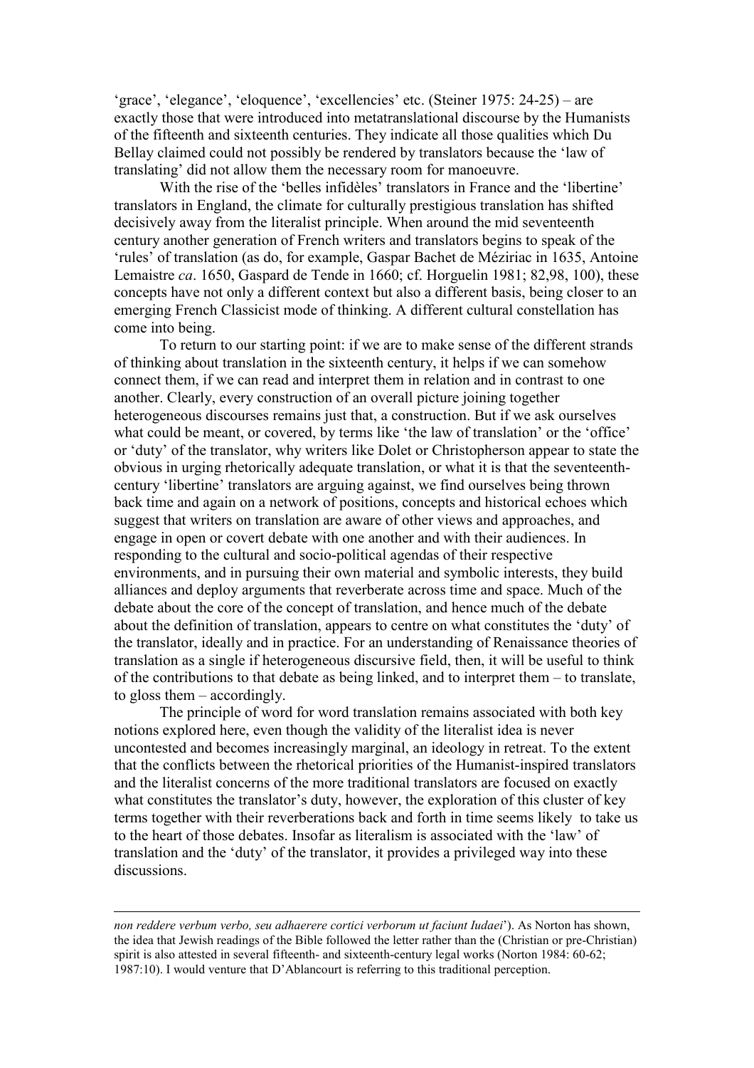'grace', 'elegance', 'eloquence', 'excellencies' etc. (Steiner 1975: 24-25) – are exactly those that were introduced into metatranslational discourse by the Humanists of the fifteenth and sixteenth centuries. They indicate all those qualities which Du Bellay claimed could not possibly be rendered by translators because the 'law of translating' did not allow them the necessary room for manoeuvre.

With the rise of the 'belles infidèles' translators in France and the 'libertine' translators in England, the climate for culturally prestigious translation has shifted decisively away from the literalist principle. When around the mid seventeenth century another generation of French writers and translators begins to speak of the 'rules' of translation (as do, for example, Gaspar Bachet de Méziriac in 1635, Antoine Lemaistre *ca*. 1650, Gaspard de Tende in 1660; cf. Horguelin 1981; 82,98, 100), these concepts have not only a different context but also a different basis, being closer to an emerging French Classicist mode of thinking. A different cultural constellation has come into being.

To return to our starting point: if we are to make sense of the different strands of thinking about translation in the sixteenth century, it helps if we can somehow connect them, if we can read and interpret them in relation and in contrast to one another. Clearly, every construction of an overall picture joining together heterogeneous discourses remains just that, a construction. But if we ask ourselves what could be meant, or covered, by terms like 'the law of translation' or the 'office' or 'duty' of the translator, why writers like Dolet or Christopherson appear to state the obvious in urging rhetorically adequate translation, or what it is that the seventeenth-century 'libertine' translators are arguing against, we find ourselves being thrown back time and again on a network of positions, concepts and historical echoes which suggest that writers on translation are aware of other views and approaches, and engage in open or covert debate with one another and with their audiences. In responding to the cultural and socio-political agendas of their respective environments, and in pursuing their own material and symbolic interests, they build alliances and deploy arguments that reverberate across time and space. Much of the debate about the core of the concept of translation, and hence much of the debate about the definition of translation, appears to centre on what constitutes the 'duty' of the translator, ideally and in practice. For an understanding of Renaissance theories of translation as a single if heterogeneous discursive field, then, it will be useful to think of the contributions to that debate as being linked, and to interpret them – to translate, to gloss them – accordingly.

The principle of word for word translation remains associated with both key notions explored here, even though the validity of the literalist idea is never uncontested and becomes increasingly marginal, an ideology in retreat. To the extent that the conflicts between the rhetorical priorities of the Humanist-inspired translators and the literalist concerns of the more traditional translators are focused on exactly what constitutes the translator's duty, however, the exploration of this cluster of key terms together with their reverberations back and forth in time seems likely to take us to the heart of those debates. Insofar as literalism is associated with the 'law' of translation and the 'duty' of the translator, it provides a privileged way into these discussions.

---

*non reddere verbum verbo, seu adhaerere cortici verborum ut faciunt Iudaei*'). As Norton has shown, the idea that Jewish readings of the Bible followed the letter rather than the (Christian or pre-Christian) spirit is also attested in several fifteenth- and sixteenth-century legal works (Norton 1984: 60-62; 1987:10). I would venture that D'Ablancourt is referring to this traditional perception.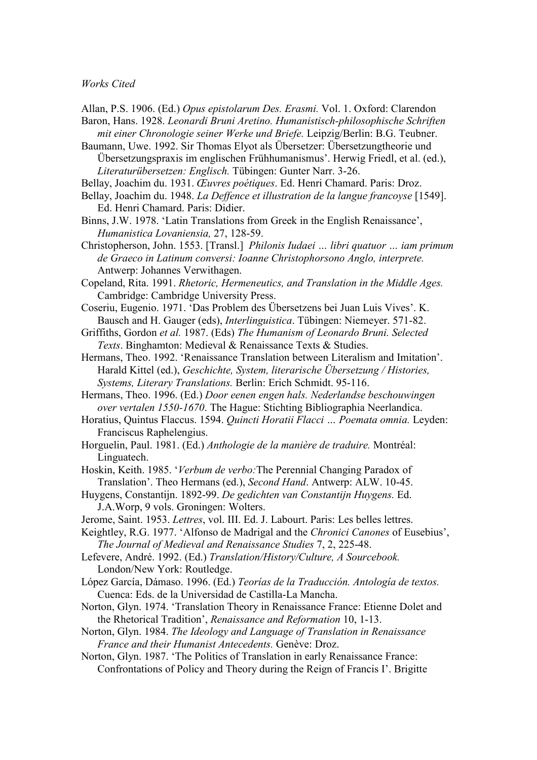*Works Cited*

Allan, P.S. 1906. (Ed.) *Opus epistolarum Des. Erasmi.* Vol. 1. Oxford: Clarendon

Baron, Hans. 1928. *Leonardi Bruni Aretino. Humanistisch-philosophische Schriften mit einer Chronologie seiner Werke und Briefe.* Leipzig/Berlin: B.G. Teubner.

Baumann, Uwe. 1992. Sir Thomas Elyot als Übersetzer: Übersetzungtheorie und Übersetzungspraxis im englischen Frühhumanismus'. Herwig Friedl, et al. (ed.), *Literaturübersetzen: Englisch.* Tübingen: Gunter Narr. 3-26.

Bellay, Joachim du. 1931. *Œuvres poétiques*. Ed. Henri Chamard. Paris: Droz.

Bellay, Joachim du. 1948. *La Deffence et illustration de la langue francoyse* [1549]. Ed. Henri Chamard. Paris: Didier.

Binns, J.W. 1978. 'Latin Translations from Greek in the English Renaissance', *Humanistica Lovaniensia,* 27, 128-59.

Christopherson, John. 1553. [Transl.] *Philonis Iudaei … libri quatuor … iam primum de Graeco in Latinum conversi: Ioanne Christophorsono Anglo, interprete.* Antwerp: Johannes Verwithagen.

Copeland, Rita. 1991. *Rhetoric, Hermeneutics, and Translation in the Middle Ages.* Cambridge: Cambridge University Press.

Coseriu, Eugenio. 1971. 'Das Problem des Übersetzens bei Juan Luis Vives'. K. Bausch and H. Gauger (eds), *Interlinguistica*. Tübingen: Niemeyer. 571-82.

Griffiths, Gordon *et al.* 1987. (Eds) *The Humanism of Leonardo Bruni. Selected Texts*. Binghamton: Medieval & Renaissance Texts & Studies.

Hermans, Theo. 1992. 'Renaissance Translation between Literalism and Imitation'. Harald Kittel (ed.), *Geschichte, System, literarische Übersetzung / Histories, Systems, Literary Translations.* Berlin: Erich Schmidt. 95-116.

Hermans, Theo. 1996. (Ed.) *Door eenen engen hals. Nederlandse beschouwingen over vertalen 1550-1670*. The Hague: Stichting Bibliographia Neerlandica.

Horatius, Quintus Flaccus. 1594. *Quincti Horatii Flacci … Poemata omnia.* Leyden: Franciscus Raphelengius.

Horguelin, Paul. 1981. (Ed.) *Anthologie de la manière de traduire.* Montréal: Linguatech.

Hoskin, Keith. 1985. '*Verbum de verbo:*The Perennial Changing Paradox of Translation'. Theo Hermans (ed.), *Second Hand*. Antwerp: ALW. 10-45.

Huygens, Constantijn. 1892-99. *De gedichten van Constantijn Huygens.* Ed. J.A.Worp, 9 vols. Groningen: Wolters.

Jerome, Saint. 1953. *Lettres*, vol. III. Ed. J. Labourt. Paris: Les belles lettres.

Keightley, R.G. 1977. 'Alfonso de Madrigal and the *Chronici Canones* of Eusebius', *The Journal of Medieval and Renaissance Studies* 7, 2, 225-48.

Lefevere, André. 1992. (Ed.) *Translation/History/Culture, A Sourcebook.* London/New York: Routledge.

López García, Dámaso. 1996. (Ed.) *Teorías de la Traducción. Antología de textos.* Cuenca: Eds. de la Universidad de Castilla-La Mancha.

Norton, Glyn. 1974. 'Translation Theory in Renaissance France: Etienne Dolet and the Rhetorical Tradition', *Renaissance and Reformation* 10, 1-13.

Norton, Glyn. 1984. *The Ideology and Language of Translation in Renaissance France and their Humanist Antecedents.* Genève: Droz.

Norton, Glyn. 1987. 'The Politics of Translation in early Renaissance France: Confrontations of Policy and Theory during the Reign of Francis I'. Brigitte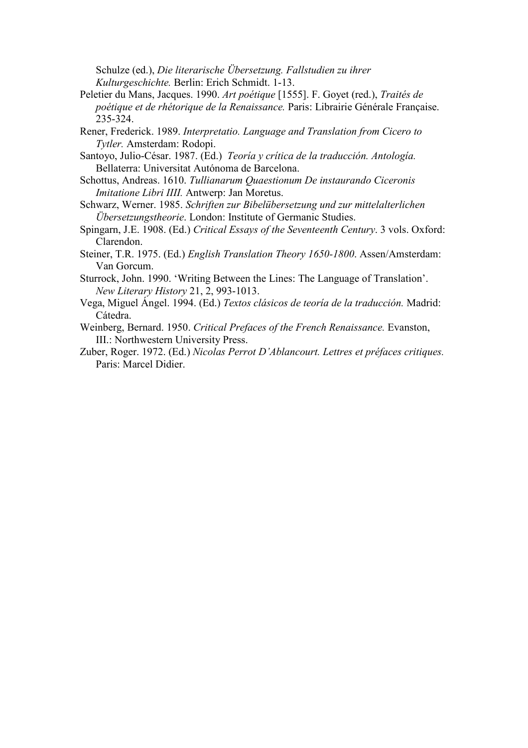Schulze (ed.), *Die literarische Übersetzung. Fallstudien zu ihrer Kulturgeschichte.* Berlin: Erich Schmidt. 1-13.

Peletier du Mans, Jacques. 1990. *Art poétique* [1555]. F. Goyet (red.), *Traités de poétique et de rhétorique de la Renaissance.* Paris: Librairie Générale Française. 235-324.

Rener, Frederick. 1989. *Interpretatio. Language and Translation from Cicero to Tytler.* Amsterdam: Rodopi.

Santoyo, Julio-César. 1987. (Ed.) *Teoría y crítica de la traducción. Antología.* Bellaterra: Universitat Autónoma de Barcelona.

Schottus, Andreas. 1610. *Tullianarum Quaestionum De instaurando Ciceronis Imitatione Libri IIII.* Antwerp: Jan Moretus.

Schwarz, Werner. 1985. *Schriften zur Bibelübersetzung und zur mittelalterlichen Übersetzungstheorie*. London: Institute of Germanic Studies.

Spingarn, J.E. 1908. (Ed.) *Critical Essays of the Seventeenth Century*. 3 vols. Oxford: Clarendon.

Steiner, T.R. 1975. (Ed.) *English Translation Theory 1650-1800*. Assen/Amsterdam: Van Gorcum.

Sturrock, John. 1990. 'Writing Between the Lines: The Language of Translation'. *New Literary History* 21, 2, 993-1013.

Vega, Miguel Ángel. 1994. (Ed.) *Textos clásicos de teoría de la traducción.* Madrid: Cátedra.

Weinberg, Bernard. 1950. *Critical Prefaces of the French Renaissance.* Evanston, III.: Northwestern University Press.

Zuber, Roger. 1972. (Ed.) *Nicolas Perrot D'Ablancourt. Lettres et préfaces critiques.* Paris: Marcel Didier.